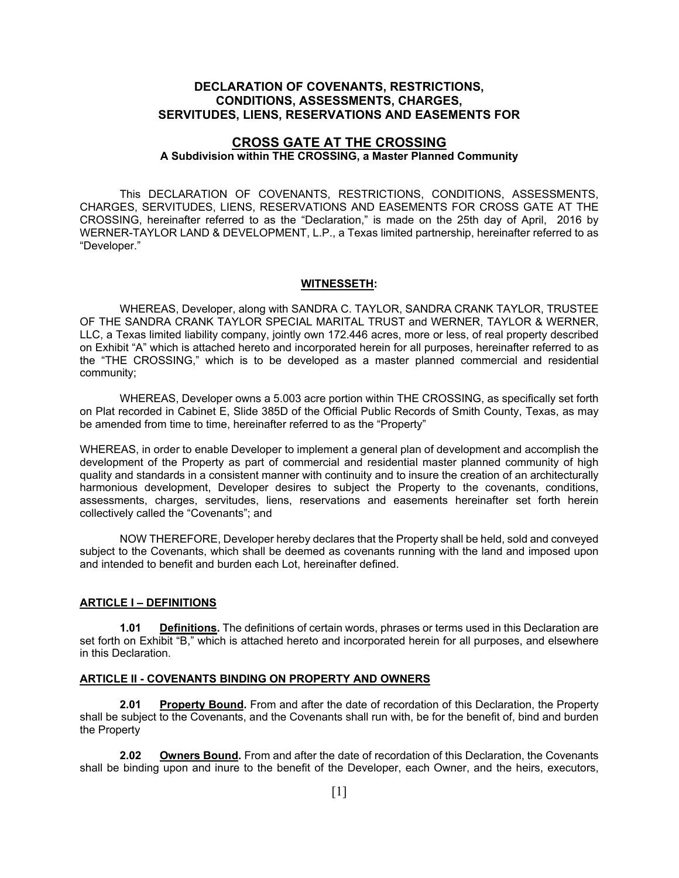# DECLARATION OF COVENANTS, RESTRICTIONS, CONDITIONS, ASSESSMENTS, CHARGES, SERVITUDES, LIENS, RESERVATIONS AND EASEMENTS FOR

## CROSS GATE AT THE CROSSING

**A Subdivision within THE CROSSING, a Master Planned Community**

This DECLARATION OF COVENANTS, RESTRICTIONS, CONDITIONS, ASSESSMENTS, CHARGES, SERVITUDES, LIENS, RESERVATIONS AND EASEMENTS FOR CROSS GATE AT THE CROSSING, hereinafter referred to as the "Declaration," is made on the 25th day of April, 2016 by WERNER-TAYLOR LAND & DEVELOPMENT, L.P., a Texas limited partnership, hereinafter referred to as "Developer."

**WITNESSETH:**

WHEREAS, Developer, along with SANDRA C. TAYLOR, SANDRA CRANK TAYLOR, TRUSTEE OF THE SANDRA CRANK TAYLOR SPECIAL MARITAL TRUST and WERNER, TAYLOR & WERNER, LLC, a Texas limited liability company, jointly own 172.446 acres, more or less, of real property described on Exhibit "A" which is attached hereto and incorporated herein for all purposes, hereinafter referred to as the "THE CROSSING," which is to be developed as a master planned commercial and residential community;

WHEREAS, Developer owns a 5.003 acre portion within THE CROSSING, as specifically set forth on Plat recorded in Cabinet E, Slide 385D of the Official Public Records of Smith County, Texas, as may be amended from time to time, hereinafter referred to as the "Property"

WHEREAS, in order to enable Developer to implement a general plan of development and accomplish the development of the Property as part of commercial and residential master planned community of high quality and standards in a consistent manner with continuity and to insure the creation of an architecturally harmonious development, Developer desires to subject the Property to the covenants, conditions, assessments, charges, servitudes, liens, reservations and easements hereinafter set forth herein collectively called the "Covenants"; and

NOW THEREFORE, Developer hereby declares that the Property shall be held, sold and conveyed subject to the Covenants, which shall be deemed as covenants running with the land and imposed upon and intended to benefit and burden each Lot, hereinafter defined.

### ARTICLE I – DEFINITIONS

**1.01 Definitions.** The definitions of certain words, phrases or terms used in this Declaration are set forth on Exhibit "B," which is attached hereto and incorporated herein for all purposes, and elsewhere in this Declaration.

### ARTICLE II - COVENANTS BINDING ON PROPERTY AND OWNERS

**2.01 Property Bound.** From and after the date of recordation of this Declaration, the Property shall be subject to the Covenants, and the Covenants shall run with, be for the benefit of, bind and burden the Property

**2.02 Owners Bound.** From and after the date of recordation of this Declaration, the Covenants shall be binding upon and inure to the benefit of the Developer, each Owner, and the heirs, executors,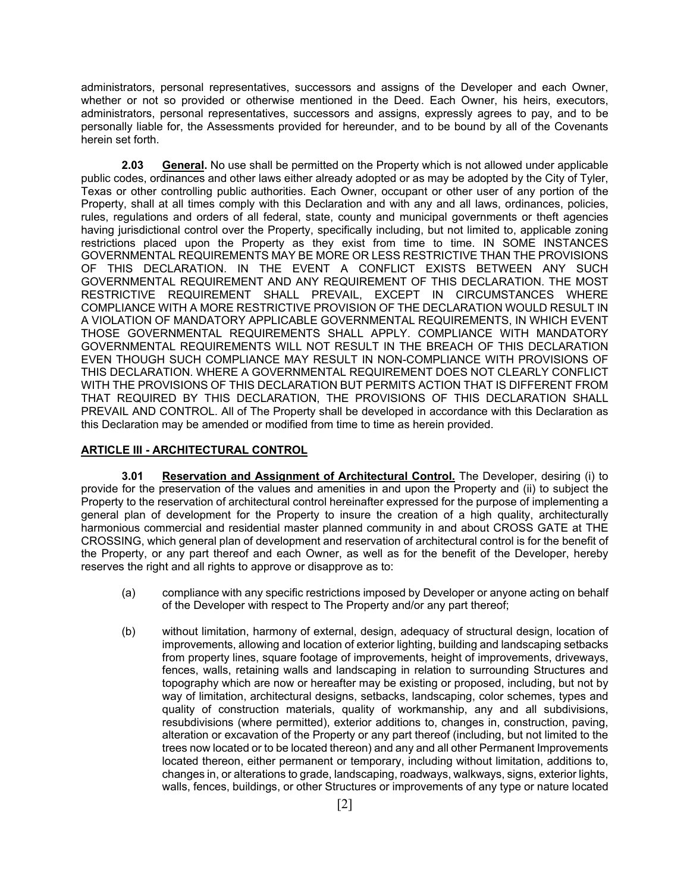administrators, personal representatives, successors and assigns of the Developer and each Owner, whether or not so provided or otherwise mentioned in the Deed. Each Owner, his heirs, executors, administrators, personal representatives, successors and assigns, expressly agrees to pay, and to be personally liable for, the Assessments provided for hereunder, and to be bound by all of the Covenants herein set forth.

**2.03 General.** No use shall be permitted on the Property which is not allowed under applicable public codes, ordinances and other laws either already adopted or as may be adopted by the City of Tyler, Texas or other controlling public authorities. Each Owner, occupant or other user of any portion of the Property, shall at all times comply with this Declaration and with any and all laws, ordinances, policies, rules, regulations and orders of all federal, state, county and municipal governments or theft agencies having jurisdictional control over the Property, specifically including, but not limited to, applicable zoning restrictions placed upon the Property as they exist from time to time. IN SOME INSTANCES GOVERNMENTAL REQUIREMENTS MAY BE MORE OR LESS RESTRICTIVE THAN THE PROVISIONS OF THIS DECLARATION. IN THE EVENT A CONFLICT EXISTS BETWEEN ANY SUCH GOVERNMENTAL REQUIREMENT AND ANY REQUIREMENT OF THIS DECLARATION. THE MOST RESTRICTIVE REQUIREMENT SHALL PREVAIL, EXCEPT IN CIRCUMSTANCES WHERE COMPLIANCE WITH A MORE RESTRICTIVE PROVISION OF THE DECLARATION WOULD RESULT IN A VIOLATION OF MANDATORY APPLICABLE GOVERNMENTAL REQUIREMENTS, IN WHICH EVENT THOSE GOVERNMENTAL REQUIREMENTS SHALL APPLY. COMPLIANCE WITH MANDATORY GOVERNMENTAL REQUIREMENTS WILL NOT RESULT IN THE BREACH OF THIS DECLARATION EVEN THOUGH SUCH COMPLIANCE MAY RESULT IN NON-COMPLIANCE WITH PROVISIONS OF THIS DECLARATION. WHERE A GOVERNMENTAL REQUIREMENT DOES NOT CLEARLY CONFLICT WITH THE PROVISIONS OF THIS DECLARATION BUT PERMITS ACTION THAT IS DIFFERENT FROM THAT REQUIRED BY THIS DECLARATION, THE PROVISIONS OF THIS DECLARATION SHALL PREVAIL AND CONTROL. All of The Property shall be developed in accordance with this Declaration as this Declaration may be amended or modified from time to time as herein provided.

## ARTICLE III - ARCHITECTURAL CONTROL

**3.01 Reservation and Assignment of Architectural Control.** The Developer, desiring (i) to provide for the preservation of the values and amenities in and upon the Property and (ii) to subject the Property to the reservation of architectural control hereinafter expressed for the purpose of implementing a general plan of development for the Property to insure the creation of a high quality, architecturally harmonious commercial and residential master planned community in and about CROSS GATE at THE CROSSING, which general plan of development and reservation of architectural control is for the benefit of the Property, or any part thereof and each Owner, as well as for the benefit of the Developer, hereby reserves the right and all rights to approve or disapprove as to:

(a) compliance with any specific restrictions imposed by Developer or anyone acting on behalf of the Developer with respect to The Property and/or any part thereof;

(b) without limitation, harmony of external, design, adequacy of structural design, location of improvements, allowing and location of exterior lighting, building and landscaping setbacks from property lines, square footage of improvements, height of improvements, driveways, fences, walls, retaining walls and landscaping in relation to surrounding Structures and topography which are now or hereafter may be existing or proposed, including, but not by way of limitation, architectural designs, setbacks, landscaping, color schemes, types and quality of construction materials, quality of workmanship, any and all subdivisions, resubdivisions (where permitted), exterior additions to, changes in, construction, paving, alteration or excavation of the Property or any part thereof (including, but not limited to the trees now located or to be located thereon) and any and all other Permanent Improvements located thereon, either permanent or temporary, including without limitation, additions to, changes in, or alterations to grade, landscaping, roadways, walkways, signs, exterior lights, walls, fences, buildings, or other Structures or improvements of any type or nature located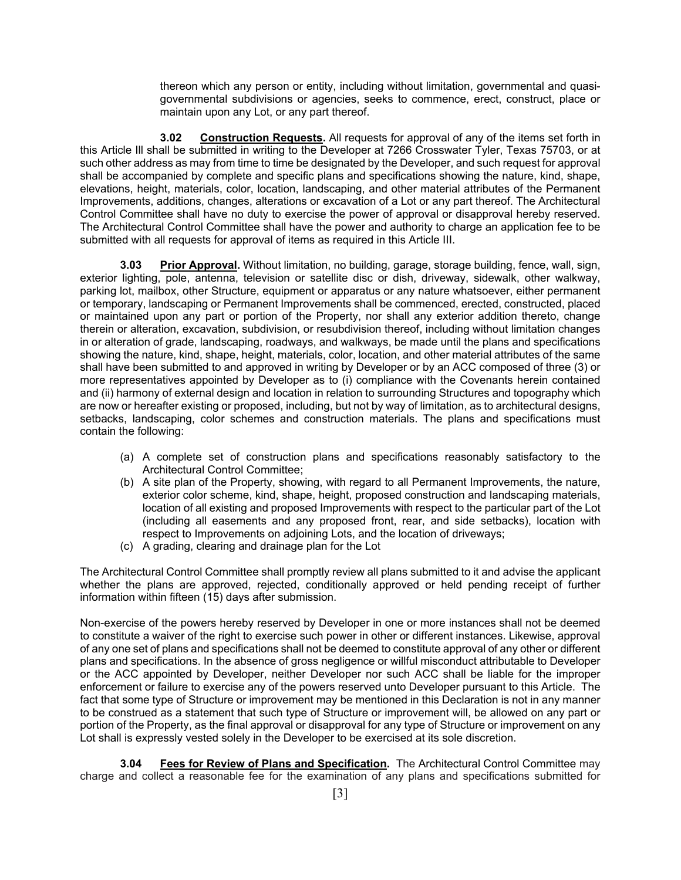thereon which any person or entity, including without limitation, governmental and quasi-governmental subdivisions or agencies, seeks to commence, erect, construct, place or maintain upon any Lot, or any part thereof.

**3.02 Construction Requests.** All requests for approval of any of the items set forth in this Article Ill shall be submitted in writing to the Developer at 7266 Crosswater Tyler, Texas 75703, or at such other address as may from time to time be designated by the Developer, and such request for approval shall be accompanied by complete and specific plans and specifications showing the nature, kind, shape, elevations, height, materials, color, location, landscaping, and other material attributes of the Permanent Improvements, additions, changes, alterations or excavation of a Lot or any part thereof. The Architectural Control Committee shall have no duty to exercise the power of approval or disapproval hereby reserved. The Architectural Control Committee shall have the power and authority to charge an application fee to be submitted with all requests for approval of items as required in this Article III.

**3.03 Prior Approval.** Without limitation, no building, garage, storage building, fence, wall, sign, exterior lighting, pole, antenna, television or satellite disc or dish, driveway, sidewalk, other walkway, parking lot, mailbox, other Structure, equipment or apparatus or any nature whatsoever, either permanent or temporary, landscaping or Permanent Improvements shall be commenced, erected, constructed, placed or maintained upon any part or portion of the Property, nor shall any exterior addition thereto, change therein or alteration, excavation, subdivision, or resubdivision thereof, including without limitation changes in or alteration of grade, landscaping, roadways, and walkways, be made until the plans and specifications showing the nature, kind, shape, height, materials, color, location, and other material attributes of the same shall have been submitted to and approved in writing by Developer or by an ACC composed of three (3) or more representatives appointed by Developer as to (i) compliance with the Covenants herein contained and (ii) harmony of external design and location in relation to surrounding Structures and topography which are now or hereafter existing or proposed, including, but not by way of limitation, as to architectural designs, setbacks, landscaping, color schemes and construction materials. The plans and specifications must contain the following:

(a) A complete set of construction plans and specifications reasonably satisfactory to the Architectural Control Committee;
(b) A site plan of the Property, showing, with regard to all Permanent Improvements, the nature, exterior color scheme, kind, shape, height, proposed construction and landscaping materials, location of all existing and proposed Improvements with respect to the particular part of the Lot (including all easements and any proposed front, rear, and side setbacks), location with respect to Improvements on adjoining Lots, and the location of driveways;
(c) A grading, clearing and drainage plan for the Lot

The Architectural Control Committee shall promptly review all plans submitted to it and advise the applicant whether the plans are approved, rejected, conditionally approved or held pending receipt of further information within fifteen (15) days after submission.

Non-exercise of the powers hereby reserved by Developer in one or more instances shall not be deemed to constitute a waiver of the right to exercise such power in other or different instances. Likewise, approval of any one set of plans and specifications shall not be deemed to constitute approval of any other or different plans and specifications. In the absence of gross negligence or willful misconduct attributable to Developer or the ACC appointed by Developer, neither Developer nor such ACC shall be liable for the improper enforcement or failure to exercise any of the powers reserved unto Developer pursuant to this Article. The fact that some type of Structure or improvement may be mentioned in this Declaration is not in any manner to be construed as a statement that such type of Structure or improvement will, be allowed on any part or portion of the Property, as the final approval or disapproval for any type of Structure or improvement on any Lot shall is expressly vested solely in the Developer to be exercised at its sole discretion.

**3.04 Fees for Review of Plans and Specification.** The Architectural Control Committee may charge and collect a reasonable fee for the examination of any plans and specifications submitted for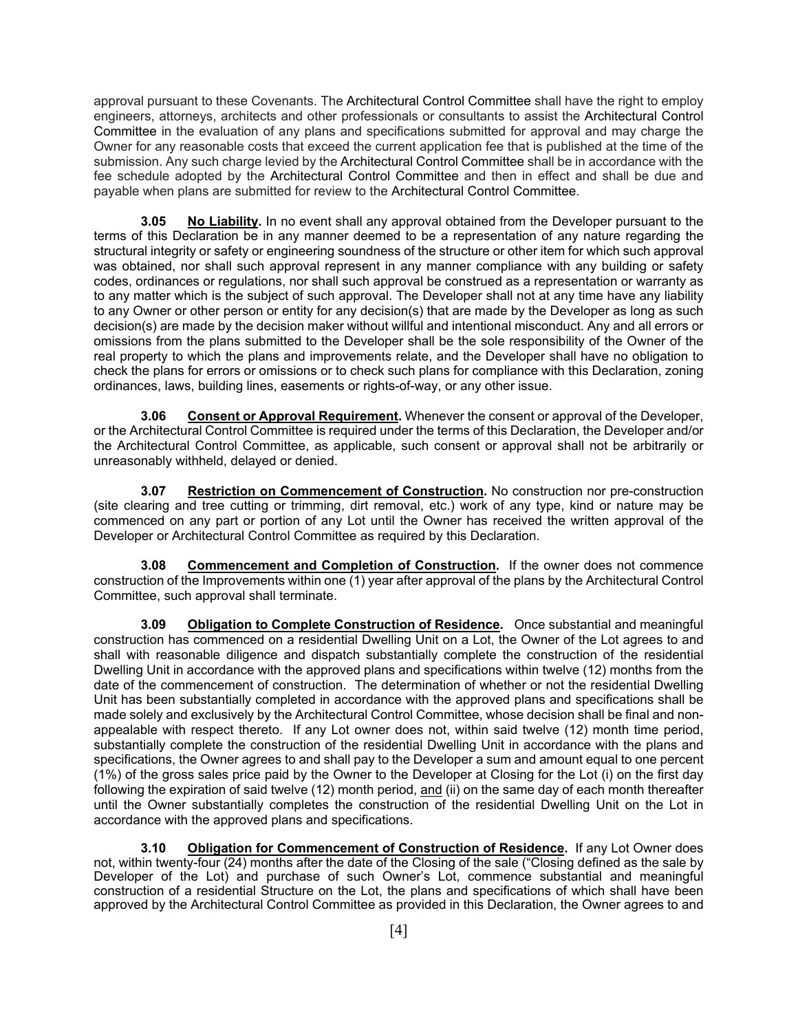approval pursuant to these Covenants. The Architectural Control Committee shall have the right to employ engineers, attorneys, architects and other professionals or consultants to assist the Architectural Control Committee in the evaluation of any plans and specifications submitted for approval and may charge the Owner for any reasonable costs that exceed the current application fee that is published at the time of the submission. Any such charge levied by the Architectural Control Committee shall be in accordance with the fee schedule adopted by the Architectural Control Committee and then in effect and shall be due and payable when plans are submitted for review to the Architectural Control Committee.

**3.05 <u>No Liability</u>.** In no event shall any approval obtained from the Developer pursuant to the terms of this Declaration be in any manner deemed to be a representation of any nature regarding the structural integrity or safety or engineering soundness of the structure or other item for which such approval was obtained, nor shall such approval represent in any manner compliance with any building or safety codes, ordinances or regulations, nor shall such approval be construed as a representation or warranty as to any matter which is the subject of such approval. The Developer shall not at any time have any liability to any Owner or other person or entity for any decision(s) that are made by the Developer as long as such decision(s) are made by the decision maker without willful and intentional misconduct. Any and all errors or omissions from the plans submitted to the Developer shall be the sole responsibility of the Owner of the real property to which the plans and improvements relate, and the Developer shall have no obligation to check the plans for errors or omissions or to check such plans for compliance with this Declaration, zoning ordinances, laws, building lines, easements or rights-of-way, or any other issue.

**3.06 <u>Consent or Approval Requirement</u>.** Whenever the consent or approval of the Developer, or the Architectural Control Committee is required under the terms of this Declaration, the Developer and/or the Architectural Control Committee, as applicable, such consent or approval shall not be arbitrarily or unreasonably withheld, delayed or denied.

**3.07 <u>Restriction on Commencement of Construction</u>.** No construction nor pre-construction (site clearing and tree cutting or trimming, dirt removal, etc.) work of any type, kind or nature may be commenced on any part or portion of any Lot until the Owner has received the written approval of the Developer or Architectural Control Committee as required by this Declaration.

**3.08 <u>Commencement and Completion of Construction</u>.** If the owner does not commence construction of the Improvements within one (1) year after approval of the plans by the Architectural Control Committee, such approval shall terminate.

**3.09 <u>Obligation to Complete Construction of Residence</u>.** Once substantial and meaningful construction has commenced on a residential Dwelling Unit on a Lot, the Owner of the Lot agrees to and shall with reasonable diligence and dispatch substantially complete the construction of the residential Dwelling Unit in accordance with the approved plans and specifications within twelve (12) months from the date of the commencement of construction. The determination of whether or not the residential Dwelling Unit has been substantially completed in accordance with the approved plans and specifications shall be made solely and exclusively by the Architectural Control Committee, whose decision shall be final and non-appealable with respect thereto. If any Lot owner does not, within said twelve (12) month time period, substantially complete the construction of the residential Dwelling Unit in accordance with the plans and specifications, the Owner agrees to and shall pay to the Developer a sum and amount equal to one percent (1%) of the gross sales price paid by the Owner to the Developer at Closing for the Lot (i) on the first day following the expiration of said twelve (12) month period, <u>and</u> (ii) on the same day of each month thereafter until the Owner substantially completes the construction of the residential Dwelling Unit on the Lot in accordance with the approved plans and specifications.

**3.10 <u>Obligation for Commencement of Construction of Residence</u>.** If any Lot Owner does not, within twenty-four (24) months after the date of the Closing of the sale ("Closing defined as the sale by Developer of the Lot) and purchase of such Owner's Lot, commence substantial and meaningful construction of a residential Structure on the Lot, the plans and specifications of which shall have been approved by the Architectural Control Committee as provided in this Declaration, the Owner agrees to and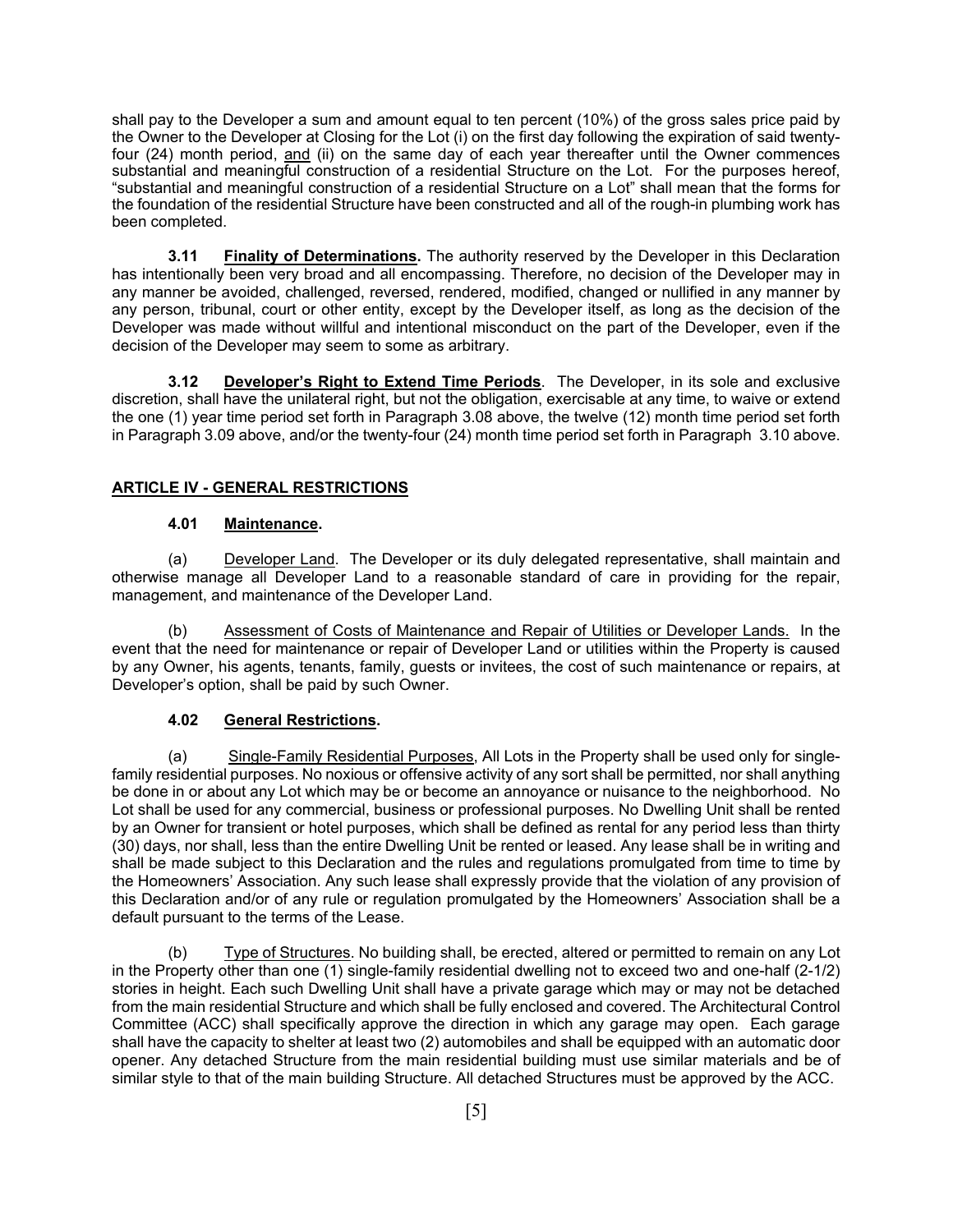shall pay to the Developer a sum and amount equal to ten percent (10%) of the gross sales price paid by the Owner to the Developer at Closing for the Lot (i) on the first day following the expiration of said twenty-four (24) month period, and (ii) on the same day of each year thereafter until the Owner commences substantial and meaningful construction of a residential Structure on the Lot. For the purposes hereof, "substantial and meaningful construction of a residential Structure on a Lot" shall mean that the forms for the foundation of the residential Structure have been constructed and all of the rough-in plumbing work has been completed.

**3.11 Finality of Determinations.** The authority reserved by the Developer in this Declaration has intentionally been very broad and all encompassing. Therefore, no decision of the Developer may in any manner be avoided, challenged, reversed, rendered, modified, changed or nullified in any manner by any person, tribunal, court or other entity, except by the Developer itself, as long as the decision of the Developer was made without willful and intentional misconduct on the part of the Developer, even if the decision of the Developer may seem to some as arbitrary.

**3.12 Developer's Right to Extend Time Periods**. The Developer, in its sole and exclusive discretion, shall have the unilateral right, but not the obligation, exercisable at any time, to waive or extend the one (1) year time period set forth in Paragraph 3.08 above, the twelve (12) month time period set forth in Paragraph 3.09 above, and/or the twenty-four (24) month time period set forth in Paragraph 3.10 above.

## ARTICLE IV - GENERAL RESTRICTIONS

**4.01 Maintenance.**

(a) Developer Land. The Developer or its duly delegated representative, shall maintain and otherwise manage all Developer Land to a reasonable standard of care in providing for the repair, management, and maintenance of the Developer Land.

(b) Assessment of Costs of Maintenance and Repair of Utilities or Developer Lands. In the event that the need for maintenance or repair of Developer Land or utilities within the Property is caused by any Owner, his agents, tenants, family, guests or invitees, the cost of such maintenance or repairs, at Developer's option, shall be paid by such Owner.

**4.02 General Restrictions.**

(a) Single-Family Residential Purposes, All Lots in the Property shall be used only for single-family residential purposes. No noxious or offensive activity of any sort shall be permitted, nor shall anything be done in or about any Lot which may be or become an annoyance or nuisance to the neighborhood. No Lot shall be used for any commercial, business or professional purposes. No Dwelling Unit shall be rented by an Owner for transient or hotel purposes, which shall be defined as rental for any period less than thirty (30) days, nor shall, less than the entire Dwelling Unit be rented or leased. Any lease shall be in writing and shall be made subject to this Declaration and the rules and regulations promulgated from time to time by the Homeowners' Association. Any such lease shall expressly provide that the violation of any provision of this Declaration and/or of any rule or regulation promulgated by the Homeowners' Association shall be a default pursuant to the terms of the Lease.

(b) Type of Structures. No building shall, be erected, altered or permitted to remain on any Lot in the Property other than one (1) single-family residential dwelling not to exceed two and one-half (2-1/2) stories in height. Each such Dwelling Unit shall have a private garage which may or may not be detached from the main residential Structure and which shall be fully enclosed and covered. The Architectural Control Committee (ACC) shall specifically approve the direction in which any garage may open. Each garage shall have the capacity to shelter at least two (2) automobiles and shall be equipped with an automatic door opener. Any detached Structure from the main residential building must use similar materials and be of similar style to that of the main building Structure. All detached Structures must be approved by the ACC.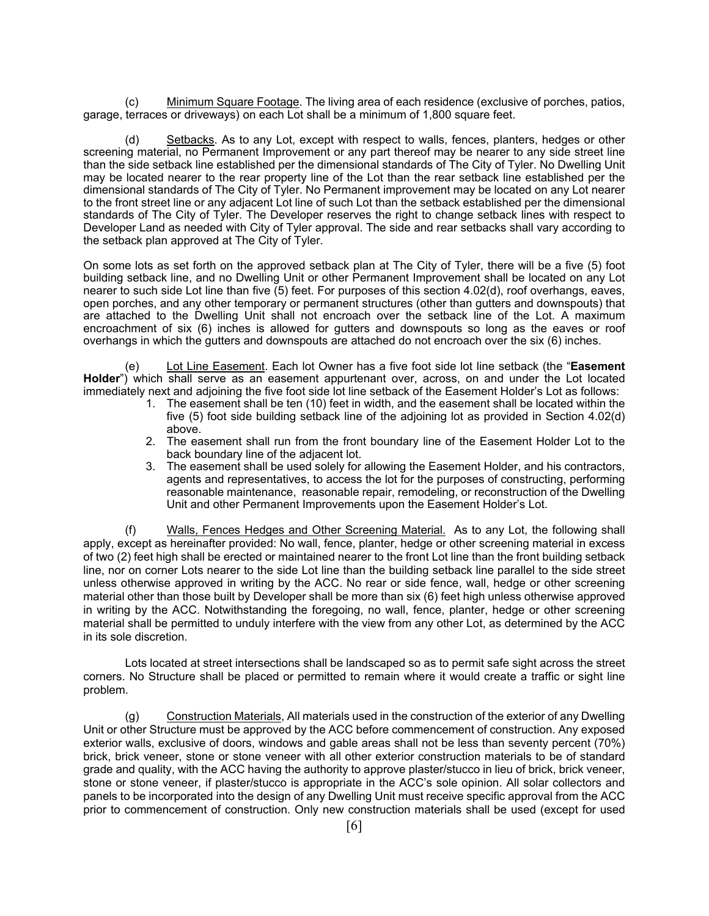(c) Minimum Square Footage. The living area of each residence (exclusive of porches, patios, garage, terraces or driveways) on each Lot shall be a minimum of 1,800 square feet.

(d) Setbacks. As to any Lot, except with respect to walls, fences, planters, hedges or other screening material, no Permanent Improvement or any part thereof may be nearer to any side street line than the side setback line established per the dimensional standards of The City of Tyler. No Dwelling Unit may be located nearer to the rear property line of the Lot than the rear setback line established per the dimensional standards of The City of Tyler. No Permanent improvement may be located on any Lot nearer to the front street line or any adjacent Lot line of such Lot than the setback established per the dimensional standards of The City of Tyler. The Developer reserves the right to change setback lines with respect to Developer Land as needed with City of Tyler approval. The side and rear setbacks shall vary according to the setback plan approved at The City of Tyler.

On some lots as set forth on the approved setback plan at The City of Tyler, there will be a five (5) foot building setback line, and no Dwelling Unit or other Permanent Improvement shall be located on any Lot nearer to such side Lot line than five (5) feet. For purposes of this section 4.02(d), roof overhangs, eaves, open porches, and any other temporary or permanent structures (other than gutters and downspouts) that are attached to the Dwelling Unit shall not encroach over the setback line of the Lot. A maximum encroachment of six (6) inches is allowed for gutters and downspouts so long as the eaves or roof overhangs in which the gutters and downspouts are attached do not encroach over the six (6) inches.

(e) Lot Line Easement. Each lot Owner has a five foot side lot line setback (the "**Easement Holder**") which shall serve as an easement appurtenant over, across, on and under the Lot located immediately next and adjoining the five foot side lot line setback of the Easement Holder's Lot as follows:

1. The easement shall be ten (10) feet in width, and the easement shall be located within the five (5) foot side building setback line of the adjoining lot as provided in Section 4.02(d) above.
2. The easement shall run from the front boundary line of the Easement Holder Lot to the back boundary line of the adjacent lot.
3. The easement shall be used solely for allowing the Easement Holder, and his contractors, agents and representatives, to access the lot for the purposes of constructing, performing reasonable maintenance, reasonable repair, remodeling, or reconstruction of the Dwelling Unit and other Permanent Improvements upon the Easement Holder's Lot.

(f) Walls, Fences Hedges and Other Screening Material. As to any Lot, the following shall apply, except as hereinafter provided: No wall, fence, planter, hedge or other screening material in excess of two (2) feet high shall be erected or maintained nearer to the front Lot line than the front building setback line, nor on corner Lots nearer to the side Lot line than the building setback line parallel to the side street unless otherwise approved in writing by the ACC. No rear or side fence, wall, hedge or other screening material other than those built by Developer shall be more than six (6) feet high unless otherwise approved in writing by the ACC. Notwithstanding the foregoing, no wall, fence, planter, hedge or other screening material shall be permitted to unduly interfere with the view from any other Lot, as determined by the ACC in its sole discretion.

Lots located at street intersections shall be landscaped so as to permit safe sight across the street corners. No Structure shall be placed or permitted to remain where it would create a traffic or sight line problem.

(g) Construction Materials, All materials used in the construction of the exterior of any Dwelling Unit or other Structure must be approved by the ACC before commencement of construction. Any exposed exterior walls, exclusive of doors, windows and gable areas shall not be less than seventy percent (70%) brick, brick veneer, stone or stone veneer with all other exterior construction materials to be of standard grade and quality, with the ACC having the authority to approve plaster/stucco in lieu of brick, brick veneer, stone or stone veneer, if plaster/stucco is appropriate in the ACC's sole opinion. All solar collectors and panels to be incorporated into the design of any Dwelling Unit must receive specific approval from the ACC prior to commencement of construction. Only new construction materials shall be used (except for used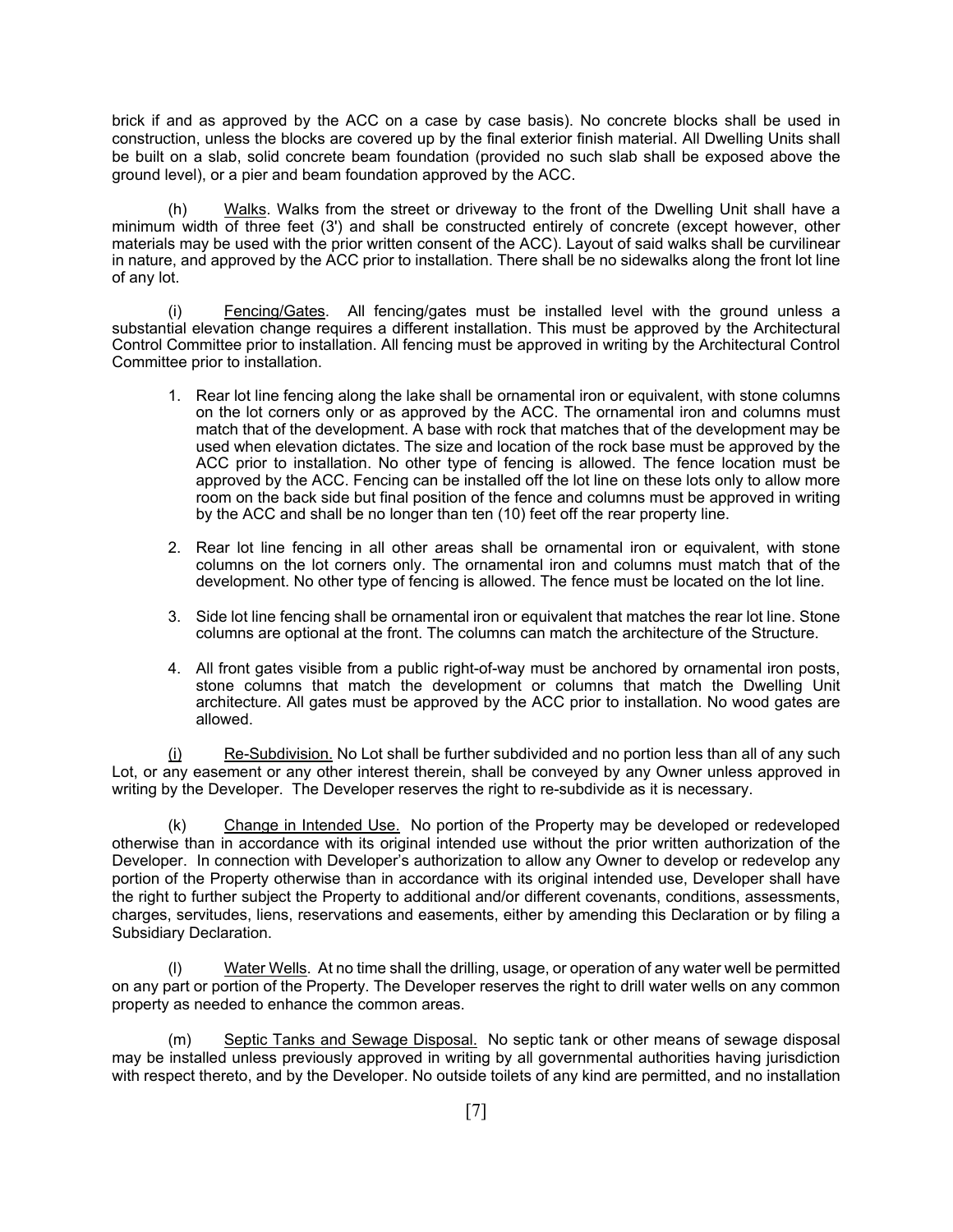brick if and as approved by the ACC on a case by case basis). No concrete blocks shall be used in construction, unless the blocks are covered up by the final exterior finish material. All Dwelling Units shall be built on a slab, solid concrete beam foundation (provided no such slab shall be exposed above the ground level), or a pier and beam foundation approved by the ACC.

(h) Walks. Walks from the street or driveway to the front of the Dwelling Unit shall have a minimum width of three feet (3') and shall be constructed entirely of concrete (except however, other materials may be used with the prior written consent of the ACC). Layout of said walks shall be curvilinear in nature, and approved by the ACC prior to installation. There shall be no sidewalks along the front lot line of any lot.

(i) Fencing/Gates. All fencing/gates must be installed level with the ground unless a substantial elevation change requires a different installation. This must be approved by the Architectural Control Committee prior to installation. All fencing must be approved in writing by the Architectural Control Committee prior to installation.

1. Rear lot line fencing along the lake shall be ornamental iron or equivalent, with stone columns on the lot corners only or as approved by the ACC. The ornamental iron and columns must match that of the development. A base with rock that matches that of the development may be used when elevation dictates. The size and location of the rock base must be approved by the ACC prior to installation. No other type of fencing is allowed. The fence location must be approved by the ACC. Fencing can be installed off the lot line on these lots only to allow more room on the back side but final position of the fence and columns must be approved in writing by the ACC and shall be no longer than ten (10) feet off the rear property line.
2. Rear lot line fencing in all other areas shall be ornamental iron or equivalent, with stone columns on the lot corners only. The ornamental iron and columns must match that of the development. No other type of fencing is allowed. The fence must be located on the lot line.
3. Side lot line fencing shall be ornamental iron or equivalent that matches the rear lot line. Stone columns are optional at the front. The columns can match the architecture of the Structure.
4. All front gates visible from a public right-of-way must be anchored by ornamental iron posts, stone columns that match the development or columns that match the Dwelling Unit architecture. All gates must be approved by the ACC prior to installation. No wood gates are allowed.

(i) Re-Subdivision. No Lot shall be further subdivided and no portion less than all of any such Lot, or any easement or any other interest therein, shall be conveyed by any Owner unless approved in writing by the Developer. The Developer reserves the right to re-subdivide as it is necessary.

(k) Change in Intended Use. No portion of the Property may be developed or redeveloped otherwise than in accordance with its original intended use without the prior written authorization of the Developer. In connection with Developer's authorization to allow any Owner to develop or redevelop any portion of the Property otherwise than in accordance with its original intended use, Developer shall have the right to further subject the Property to additional and/or different covenants, conditions, assessments, charges, servitudes, liens, reservations and easements, either by amending this Declaration or by filing a Subsidiary Declaration.

(l) Water Wells. At no time shall the drilling, usage, or operation of any water well be permitted on any part or portion of the Property. The Developer reserves the right to drill water wells on any common property as needed to enhance the common areas.

(m) Septic Tanks and Sewage Disposal. No septic tank or other means of sewage disposal may be installed unless previously approved in writing by all governmental authorities having jurisdiction with respect thereto, and by the Developer. No outside toilets of any kind are permitted, and no installation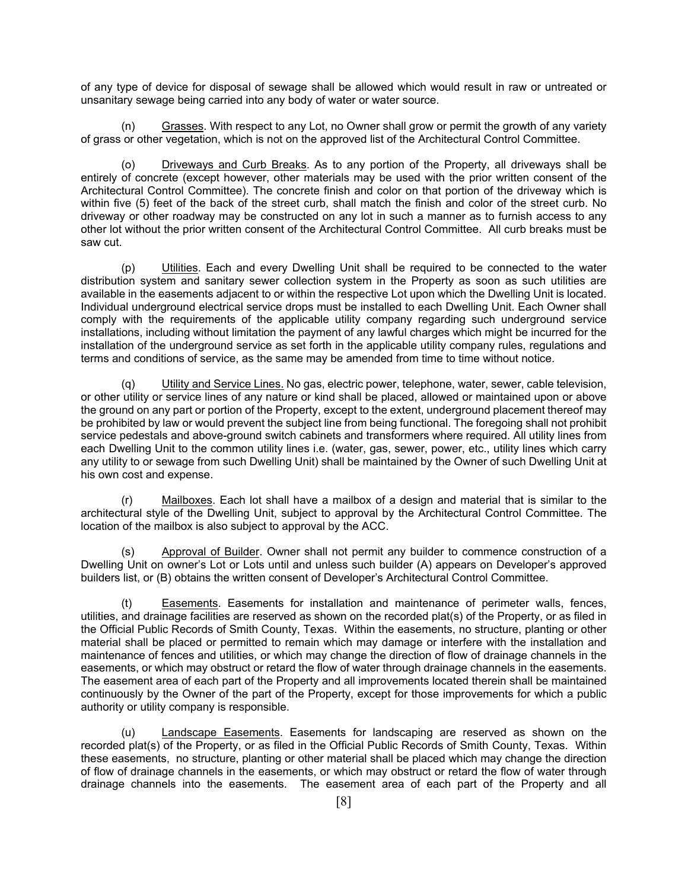of any type of device for disposal of sewage shall be allowed which would result in raw or untreated or unsanitary sewage being carried into any body of water or water source.

(n) Grasses. With respect to any Lot, no Owner shall grow or permit the growth of any variety of grass or other vegetation, which is not on the approved list of the Architectural Control Committee.

(o) Driveways and Curb Breaks. As to any portion of the Property, all driveways shall be entirely of concrete (except however, other materials may be used with the prior written consent of the Architectural Control Committee). The concrete finish and color on that portion of the driveway which is within five (5) feet of the back of the street curb, shall match the finish and color of the street curb. No driveway or other roadway may be constructed on any lot in such a manner as to furnish access to any other lot without the prior written consent of the Architectural Control Committee. All curb breaks must be saw cut.

(p) Utilities. Each and every Dwelling Unit shall be required to be connected to the water distribution system and sanitary sewer collection system in the Property as soon as such utilities are available in the easements adjacent to or within the respective Lot upon which the Dwelling Unit is located. Individual underground electrical service drops must be installed to each Dwelling Unit. Each Owner shall comply with the requirements of the applicable utility company regarding such underground service installations, including without limitation the payment of any lawful charges which might be incurred for the installation of the underground service as set forth in the applicable utility company rules, regulations and terms and conditions of service, as the same may be amended from time to time without notice.

(q) Utility and Service Lines. No gas, electric power, telephone, water, sewer, cable television, or other utility or service lines of any nature or kind shall be placed, allowed or maintained upon or above the ground on any part or portion of the Property, except to the extent, underground placement thereof may be prohibited by law or would prevent the subject line from being functional. The foregoing shall not prohibit service pedestals and above-ground switch cabinets and transformers where required. All utility lines from each Dwelling Unit to the common utility lines i.e. (water, gas, sewer, power, etc., utility lines which carry any utility to or sewage from such Dwelling Unit) shall be maintained by the Owner of such Dwelling Unit at his own cost and expense.

(r) Mailboxes. Each lot shall have a mailbox of a design and material that is similar to the architectural style of the Dwelling Unit, subject to approval by the Architectural Control Committee. The location of the mailbox is also subject to approval by the ACC.

(s) Approval of Builder. Owner shall not permit any builder to commence construction of a Dwelling Unit on owner's Lot or Lots until and unless such builder (A) appears on Developer's approved builders list, or (B) obtains the written consent of Developer's Architectural Control Committee.

(t) Easements. Easements for installation and maintenance of perimeter walls, fences, utilities, and drainage facilities are reserved as shown on the recorded plat(s) of the Property, or as filed in the Official Public Records of Smith County, Texas. Within the easements, no structure, planting or other material shall be placed or permitted to remain which may damage or interfere with the installation and maintenance of fences and utilities, or which may change the direction of flow of drainage channels in the easements, or which may obstruct or retard the flow of water through drainage channels in the easements. The easement area of each part of the Property and all improvements located therein shall be maintained continuously by the Owner of the part of the Property, except for those improvements for which a public authority or utility company is responsible.

(u) Landscape Easements. Easements for landscaping are reserved as shown on the recorded plat(s) of the Property, or as filed in the Official Public Records of Smith County, Texas. Within these easements, no structure, planting or other material shall be placed which may change the direction of flow of drainage channels in the easements, or which may obstruct or retard the flow of water through drainage channels into the easements. The easement area of each part of the Property and all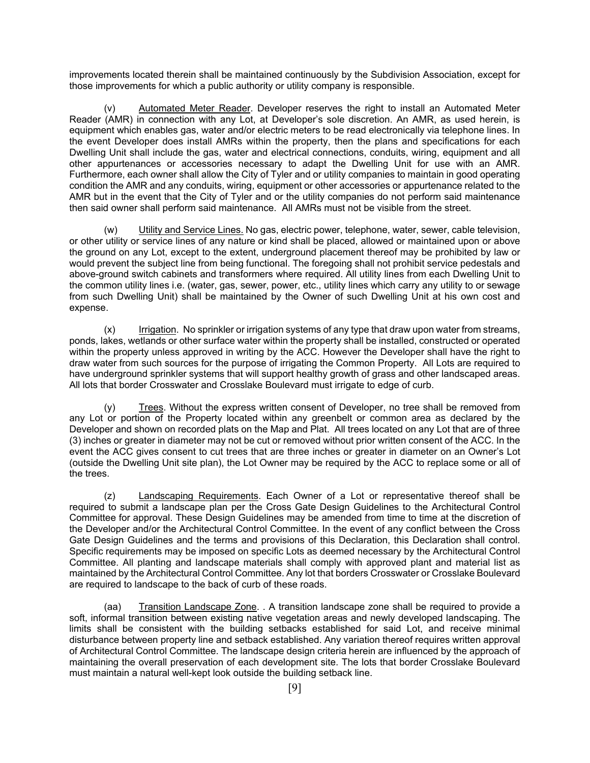improvements located therein shall be maintained continuously by the Subdivision Association, except for those improvements for which a public authority or utility company is responsible.

(v) Automated Meter Reader. Developer reserves the right to install an Automated Meter Reader (AMR) in connection with any Lot, at Developer's sole discretion. An AMR, as used herein, is equipment which enables gas, water and/or electric meters to be read electronically via telephone lines. In the event Developer does install AMRs within the property, then the plans and specifications for each Dwelling Unit shall include the gas, water and electrical connections, conduits, wiring, equipment and all other appurtenances or accessories necessary to adapt the Dwelling Unit for use with an AMR. Furthermore, each owner shall allow the City of Tyler and or utility companies to maintain in good operating condition the AMR and any conduits, wiring, equipment or other accessories or appurtenance related to the AMR but in the event that the City of Tyler and or the utility companies do not perform said maintenance then said owner shall perform said maintenance. All AMRs must not be visible from the street.

(w) Utility and Service Lines. No gas, electric power, telephone, water, sewer, cable television, or other utility or service lines of any nature or kind shall be placed, allowed or maintained upon or above the ground on any Lot, except to the extent, underground placement thereof may be prohibited by law or would prevent the subject line from being functional. The foregoing shall not prohibit service pedestals and above-ground switch cabinets and transformers where required. All utility lines from each Dwelling Unit to the common utility lines i.e. (water, gas, sewer, power, etc., utility lines which carry any utility to or sewage from such Dwelling Unit) shall be maintained by the Owner of such Dwelling Unit at his own cost and expense.

(x) Irrigation. No sprinkler or irrigation systems of any type that draw upon water from streams, ponds, lakes, wetlands or other surface water within the property shall be installed, constructed or operated within the property unless approved in writing by the ACC. However the Developer shall have the right to draw water from such sources for the purpose of irrigating the Common Property. All Lots are required to have underground sprinkler systems that will support healthy growth of grass and other landscaped areas. All lots that border Crosswater and Crosslake Boulevard must irrigate to edge of curb.

(y) Trees. Without the express written consent of Developer, no tree shall be removed from any Lot or portion of the Property located within any greenbelt or common area as declared by the Developer and shown on recorded plats on the Map and Plat. All trees located on any Lot that are of three (3) inches or greater in diameter may not be cut or removed without prior written consent of the ACC. In the event the ACC gives consent to cut trees that are three inches or greater in diameter on an Owner's Lot (outside the Dwelling Unit site plan), the Lot Owner may be required by the ACC to replace some or all of the trees.

(z) Landscaping Requirements. Each Owner of a Lot or representative thereof shall be required to submit a landscape plan per the Cross Gate Design Guidelines to the Architectural Control Committee for approval. These Design Guidelines may be amended from time to time at the discretion of the Developer and/or the Architectural Control Committee. In the event of any conflict between the Cross Gate Design Guidelines and the terms and provisions of this Declaration, this Declaration shall control. Specific requirements may be imposed on specific Lots as deemed necessary by the Architectural Control Committee. All planting and landscape materials shall comply with approved plant and material list as maintained by the Architectural Control Committee. Any lot that borders Crosswater or Crosslake Boulevard are required to landscape to the back of curb of these roads.

(aa) Transition Landscape Zone. . A transition landscape zone shall be required to provide a soft, informal transition between existing native vegetation areas and newly developed landscaping. The limits shall be consistent with the building setbacks established for said Lot, and receive minimal disturbance between property line and setback established. Any variation thereof requires written approval of Architectural Control Committee. The landscape design criteria herein are influenced by the approach of maintaining the overall preservation of each development site. The lots that border Crosslake Boulevard must maintain a natural well-kept look outside the building setback line.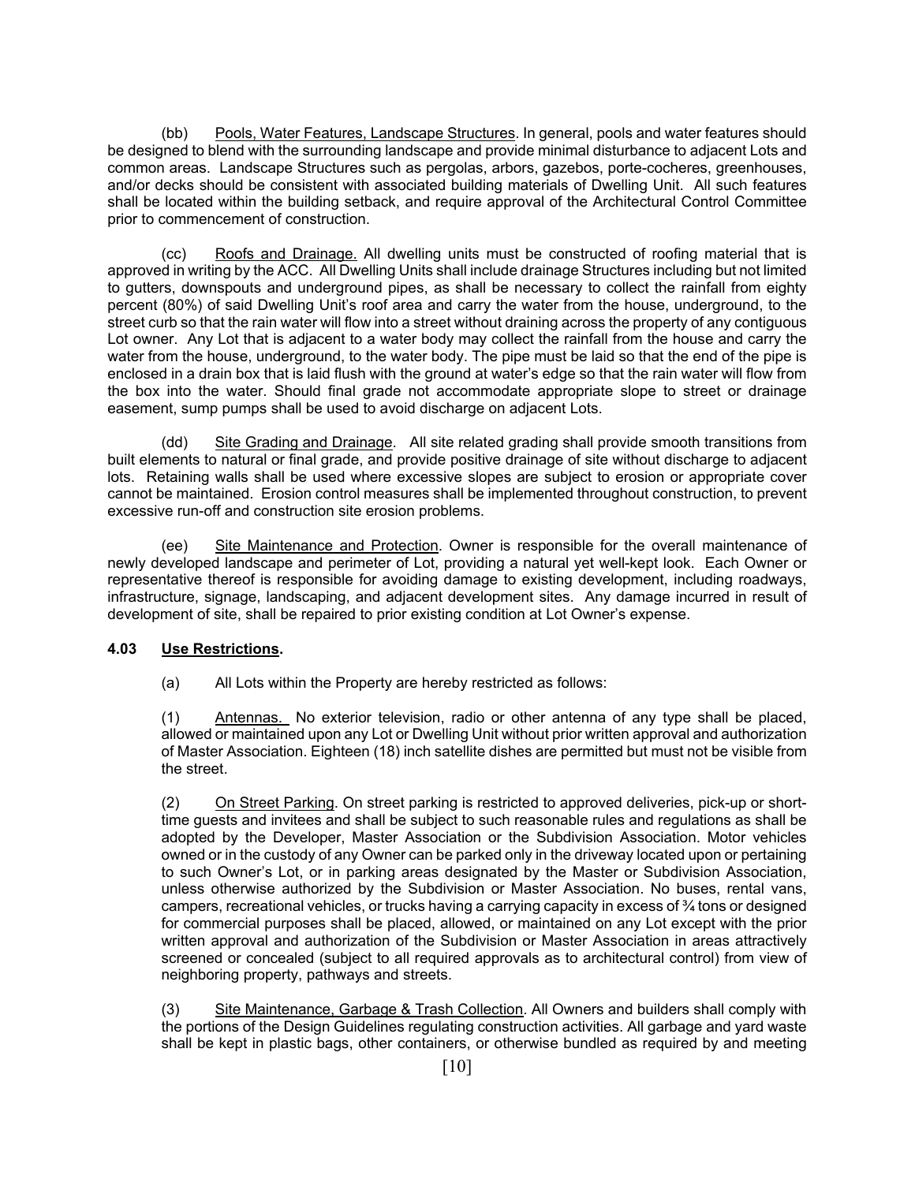(bb) Pools, Water Features, Landscape Structures. In general, pools and water features should be designed to blend with the surrounding landscape and provide minimal disturbance to adjacent Lots and common areas. Landscape Structures such as pergolas, arbors, gazebos, porte-cocheres, greenhouses, and/or decks should be consistent with associated building materials of Dwelling Unit. All such features shall be located within the building setback, and require approval of the Architectural Control Committee prior to commencement of construction.

(cc) Roofs and Drainage. All dwelling units must be constructed of roofing material that is approved in writing by the ACC. All Dwelling Units shall include drainage Structures including but not limited to gutters, downspouts and underground pipes, as shall be necessary to collect the rainfall from eighty percent (80%) of said Dwelling Unit's roof area and carry the water from the house, underground, to the street curb so that the rain water will flow into a street without draining across the property of any contiguous Lot owner. Any Lot that is adjacent to a water body may collect the rainfall from the house and carry the water from the house, underground, to the water body. The pipe must be laid so that the end of the pipe is enclosed in a drain box that is laid flush with the ground at water's edge so that the rain water will flow from the box into the water. Should final grade not accommodate appropriate slope to street or drainage easement, sump pumps shall be used to avoid discharge on adjacent Lots.

(dd) Site Grading and Drainage. All site related grading shall provide smooth transitions from built elements to natural or final grade, and provide positive drainage of site without discharge to adjacent lots. Retaining walls shall be used where excessive slopes are subject to erosion or appropriate cover cannot be maintained. Erosion control measures shall be implemented throughout construction, to prevent excessive run-off and construction site erosion problems.

(ee) Site Maintenance and Protection. Owner is responsible for the overall maintenance of newly developed landscape and perimeter of Lot, providing a natural yet well-kept look. Each Owner or representative thereof is responsible for avoiding damage to existing development, including roadways, infrastructure, signage, landscaping, and adjacent development sites. Any damage incurred in result of development of site, shall be repaired to prior existing condition at Lot Owner's expense.

**4.03 Use Restrictions.**

(a) All Lots within the Property are hereby restricted as follows:

(1) Antennas. No exterior television, radio or other antenna of any type shall be placed, allowed or maintained upon any Lot or Dwelling Unit without prior written approval and authorization of Master Association. Eighteen (18) inch satellite dishes are permitted but must not be visible from the street.

(2) On Street Parking. On street parking is restricted to approved deliveries, pick-up or short-time guests and invitees and shall be subject to such reasonable rules and regulations as shall be adopted by the Developer, Master Association or the Subdivision Association. Motor vehicles owned or in the custody of any Owner can be parked only in the driveway located upon or pertaining to such Owner's Lot, or in parking areas designated by the Master or Subdivision Association, unless otherwise authorized by the Subdivision or Master Association. No buses, rental vans, campers, recreational vehicles, or trucks having a carrying capacity in excess of ¾ tons or designed for commercial purposes shall be placed, allowed, or maintained on any Lot except with the prior written approval and authorization of the Subdivision or Master Association in areas attractively screened or concealed (subject to all required approvals as to architectural control) from view of neighboring property, pathways and streets.

(3) Site Maintenance, Garbage & Trash Collection. All Owners and builders shall comply with the portions of the Design Guidelines regulating construction activities. All garbage and yard waste shall be kept in plastic bags, other containers, or otherwise bundled as required by and meeting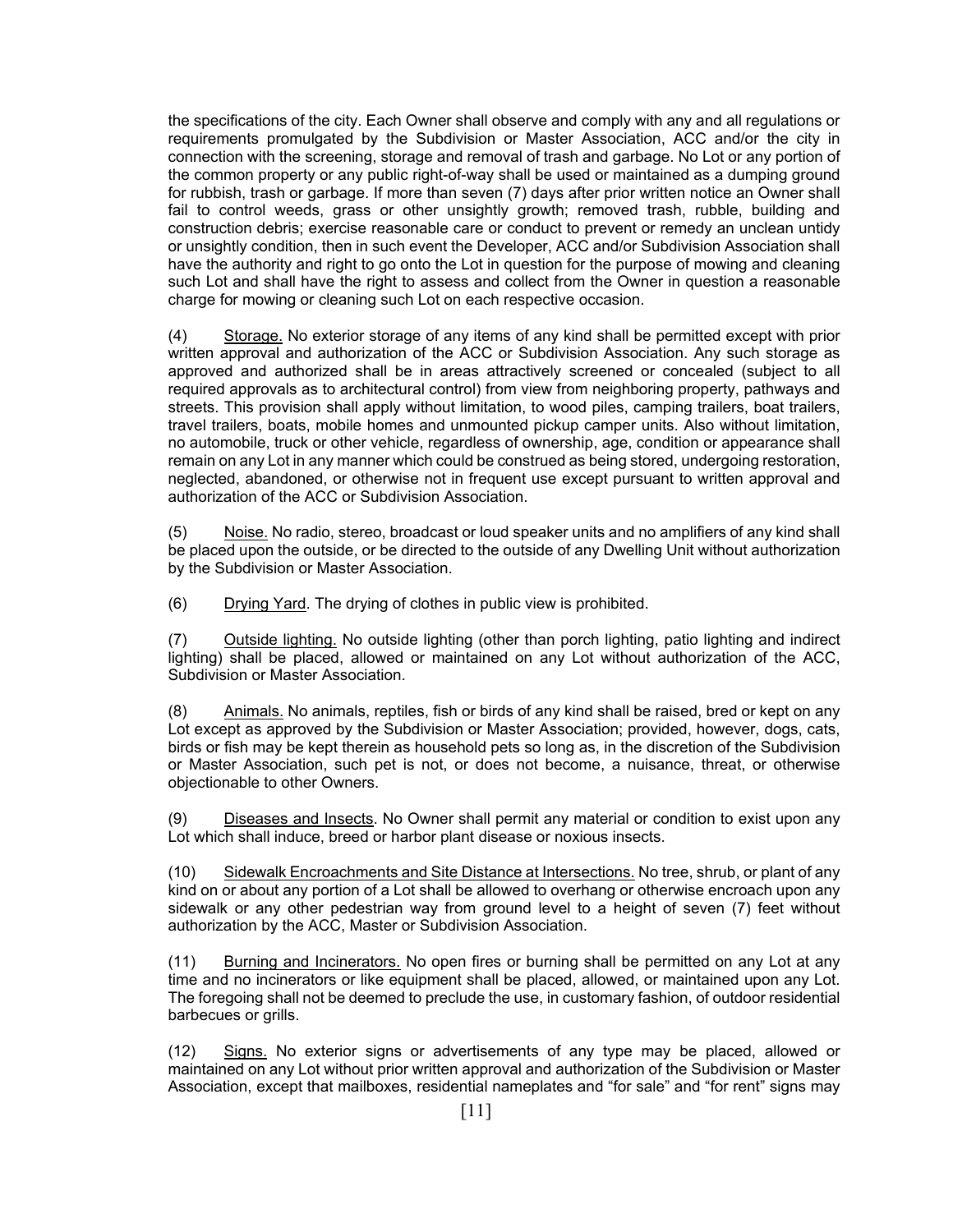the specifications of the city. Each Owner shall observe and comply with any and all regulations or requirements promulgated by the Subdivision or Master Association, ACC and/or the city in connection with the screening, storage and removal of trash and garbage. No Lot or any portion of the common property or any public right-of-way shall be used or maintained as a dumping ground for rubbish, trash or garbage. If more than seven (7) days after prior written notice an Owner shall fail to control weeds, grass or other unsightly growth; removed trash, rubble, building and construction debris; exercise reasonable care or conduct to prevent or remedy an unclean untidy or unsightly condition, then in such event the Developer, ACC and/or Subdivision Association shall have the authority and right to go onto the Lot in question for the purpose of mowing and cleaning such Lot and shall have the right to assess and collect from the Owner in question a reasonable charge for mowing or cleaning such Lot on each respective occasion.

(4) Storage. No exterior storage of any items of any kind shall be permitted except with prior written approval and authorization of the ACC or Subdivision Association. Any such storage as approved and authorized shall be in areas attractively screened or concealed (subject to all required approvals as to architectural control) from view from neighboring property, pathways and streets. This provision shall apply without limitation, to wood piles, camping trailers, boat trailers, travel trailers, boats, mobile homes and unmounted pickup camper units. Also without limitation, no automobile, truck or other vehicle, regardless of ownership, age, condition or appearance shall remain on any Lot in any manner which could be construed as being stored, undergoing restoration, neglected, abandoned, or otherwise not in frequent use except pursuant to written approval and authorization of the ACC or Subdivision Association.

(5) Noise. No radio, stereo, broadcast or loud speaker units and no amplifiers of any kind shall be placed upon the outside, or be directed to the outside of any Dwelling Unit without authorization by the Subdivision or Master Association.

(6) Drying Yard. The drying of clothes in public view is prohibited.

(7) Outside lighting. No outside lighting (other than porch lighting, patio lighting and indirect lighting) shall be placed, allowed or maintained on any Lot without authorization of the ACC, Subdivision or Master Association.

(8) Animals. No animals, reptiles, fish or birds of any kind shall be raised, bred or kept on any Lot except as approved by the Subdivision or Master Association; provided, however, dogs, cats, birds or fish may be kept therein as household pets so long as, in the discretion of the Subdivision or Master Association, such pet is not, or does not become, a nuisance, threat, or otherwise objectionable to other Owners.

(9) Diseases and Insects. No Owner shall permit any material or condition to exist upon any Lot which shall induce, breed or harbor plant disease or noxious insects.

(10) Sidewalk Encroachments and Site Distance at Intersections. No tree, shrub, or plant of any kind on or about any portion of a Lot shall be allowed to overhang or otherwise encroach upon any sidewalk or any other pedestrian way from ground level to a height of seven (7) feet without authorization by the ACC, Master or Subdivision Association.

(11) Burning and Incinerators. No open fires or burning shall be permitted on any Lot at any time and no incinerators or like equipment shall be placed, allowed, or maintained upon any Lot. The foregoing shall not be deemed to preclude the use, in customary fashion, of outdoor residential barbecues or grills.

(12) Signs. No exterior signs or advertisements of any type may be placed, allowed or maintained on any Lot without prior written approval and authorization of the Subdivision or Master Association, except that mailboxes, residential nameplates and "for sale" and "for rent" signs may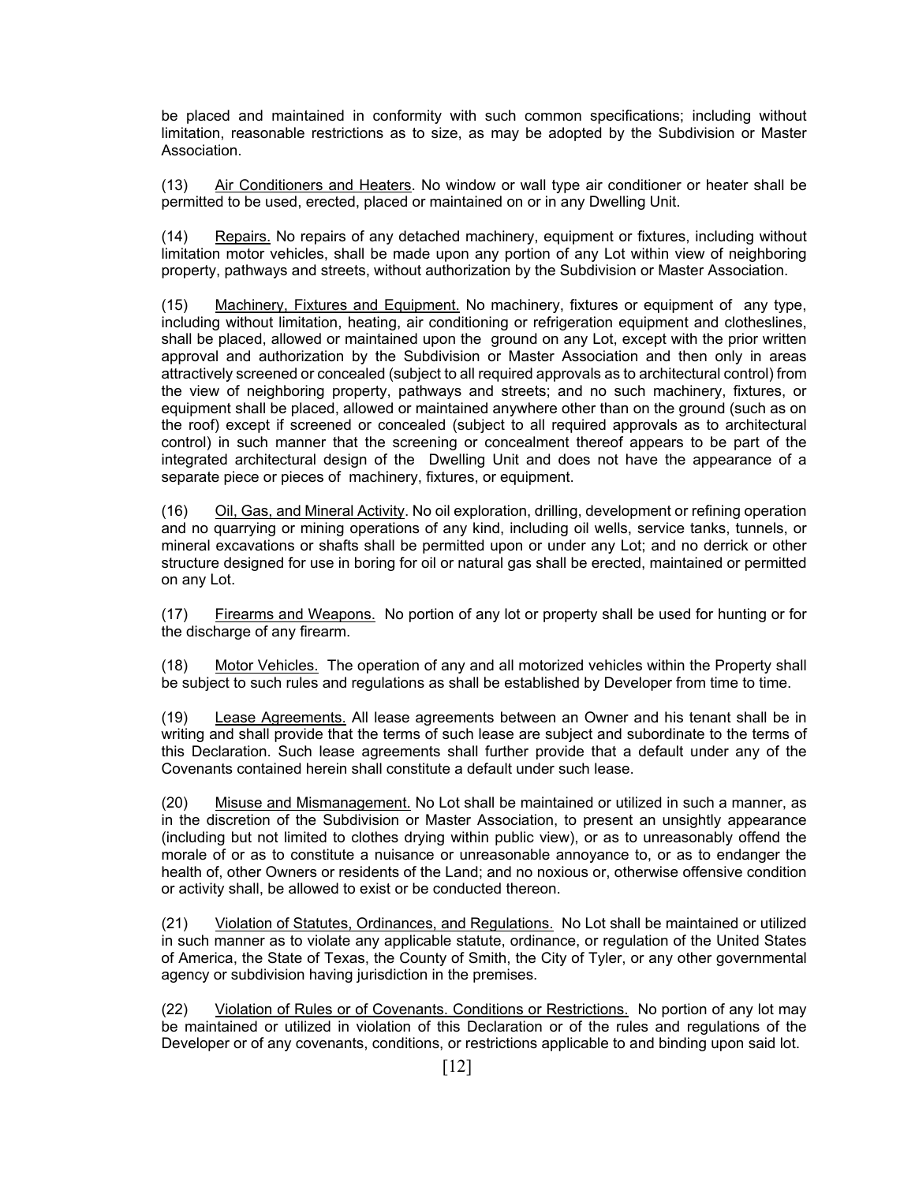be placed and maintained in conformity with such common specifications; including without limitation, reasonable restrictions as to size, as may be adopted by the Subdivision or Master Association.

(13) Air Conditioners and Heaters. No window or wall type air conditioner or heater shall be permitted to be used, erected, placed or maintained on or in any Dwelling Unit.

(14) Repairs. No repairs of any detached machinery, equipment or fixtures, including without limitation motor vehicles, shall be made upon any portion of any Lot within view of neighboring property, pathways and streets, without authorization by the Subdivision or Master Association.

(15) Machinery, Fixtures and Equipment. No machinery, fixtures or equipment of any type, including without limitation, heating, air conditioning or refrigeration equipment and clotheslines, shall be placed, allowed or maintained upon the ground on any Lot, except with the prior written approval and authorization by the Subdivision or Master Association and then only in areas attractively screened or concealed (subject to all required approvals as to architectural control) from the view of neighboring property, pathways and streets; and no such machinery, fixtures, or equipment shall be placed, allowed or maintained anywhere other than on the ground (such as on the roof) except if screened or concealed (subject to all required approvals as to architectural control) in such manner that the screening or concealment thereof appears to be part of the integrated architectural design of the Dwelling Unit and does not have the appearance of a separate piece or pieces of machinery, fixtures, or equipment.

(16) Oil, Gas, and Mineral Activity. No oil exploration, drilling, development or refining operation and no quarrying or mining operations of any kind, including oil wells, service tanks, tunnels, or mineral excavations or shafts shall be permitted upon or under any Lot; and no derrick or other structure designed for use in boring for oil or natural gas shall be erected, maintained or permitted on any Lot.

(17) Firearms and Weapons. No portion of any lot or property shall be used for hunting or for the discharge of any firearm.

(18) Motor Vehicles. The operation of any and all motorized vehicles within the Property shall be subject to such rules and regulations as shall be established by Developer from time to time.

(19) Lease Agreements. All lease agreements between an Owner and his tenant shall be in writing and shall provide that the terms of such lease are subject and subordinate to the terms of this Declaration. Such lease agreements shall further provide that a default under any of the Covenants contained herein shall constitute a default under such lease.

(20) Misuse and Mismanagement. No Lot shall be maintained or utilized in such a manner, as in the discretion of the Subdivision or Master Association, to present an unsightly appearance (including but not limited to clothes drying within public view), or as to unreasonably offend the morale of or as to constitute a nuisance or unreasonable annoyance to, or as to endanger the health of, other Owners or residents of the Land; and no noxious or, otherwise offensive condition or activity shall, be allowed to exist or be conducted thereon.

(21) Violation of Statutes, Ordinances, and Regulations. No Lot shall be maintained or utilized in such manner as to violate any applicable statute, ordinance, or regulation of the United States of America, the State of Texas, the County of Smith, the City of Tyler, or any other governmental agency or subdivision having jurisdiction in the premises.

(22) Violation of Rules or of Covenants. Conditions or Restrictions. No portion of any lot may be maintained or utilized in violation of this Declaration or of the rules and regulations of the Developer or of any covenants, conditions, or restrictions applicable to and binding upon said lot.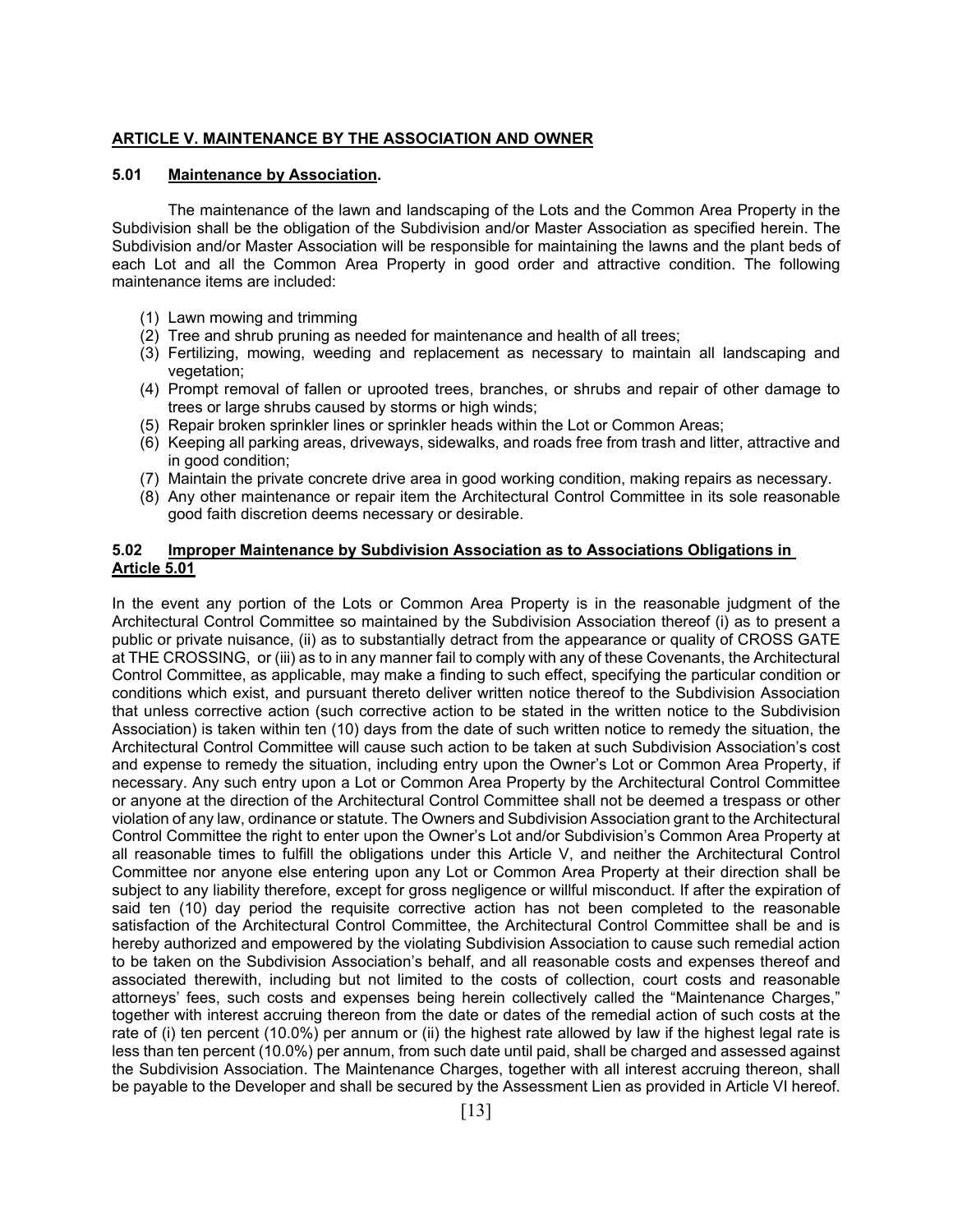## ARTICLE V. MAINTENANCE BY THE ASSOCIATION AND OWNER

### 5.01 Maintenance by Association.

The maintenance of the lawn and landscaping of the Lots and the Common Area Property in the Subdivision shall be the obligation of the Subdivision and/or Master Association as specified herein. The Subdivision and/or Master Association will be responsible for maintaining the lawns and the plant beds of each Lot and all the Common Area Property in good order and attractive condition. The following maintenance items are included:

(1) Lawn mowing and trimming
(2) Tree and shrub pruning as needed for maintenance and health of all trees;
(3) Fertilizing, mowing, weeding and replacement as necessary to maintain all landscaping and vegetation;
(4) Prompt removal of fallen or uprooted trees, branches, or shrubs and repair of other damage to trees or large shrubs caused by storms or high winds;
(5) Repair broken sprinkler lines or sprinkler heads within the Lot or Common Areas;
(6) Keeping all parking areas, driveways, sidewalks, and roads free from trash and litter, attractive and in good condition;
(7) Maintain the private concrete drive area in good working condition, making repairs as necessary.
(8) Any other maintenance or repair item the Architectural Control Committee in its sole reasonable good faith discretion deems necessary or desirable.

### 5.02 Improper Maintenance by Subdivision Association as to Associations Obligations in Article 5.01

In the event any portion of the Lots or Common Area Property is in the reasonable judgment of the Architectural Control Committee so maintained by the Subdivision Association thereof (i) as to present a public or private nuisance, (ii) as to substantially detract from the appearance or quality of CROSS GATE at THE CROSSING, or (iii) as to in any manner fail to comply with any of these Covenants, the Architectural Control Committee, as applicable, may make a finding to such effect, specifying the particular condition or conditions which exist, and pursuant thereto deliver written notice thereof to the Subdivision Association that unless corrective action (such corrective action to be stated in the written notice to the Subdivision Association) is taken within ten (10) days from the date of such written notice to remedy the situation, the Architectural Control Committee will cause such action to be taken at such Subdivision Association's cost and expense to remedy the situation, including entry upon the Owner's Lot or Common Area Property, if necessary. Any such entry upon a Lot or Common Area Property by the Architectural Control Committee or anyone at the direction of the Architectural Control Committee shall not be deemed a trespass or other violation of any law, ordinance or statute. The Owners and Subdivision Association grant to the Architectural Control Committee the right to enter upon the Owner's Lot and/or Subdivision's Common Area Property at all reasonable times to fulfill the obligations under this Article V, and neither the Architectural Control Committee nor anyone else entering upon any Lot or Common Area Property at their direction shall be subject to any liability therefore, except for gross negligence or willful misconduct. If after the expiration of said ten (10) day period the requisite corrective action has not been completed to the reasonable satisfaction of the Architectural Control Committee, the Architectural Control Committee shall be and is hereby authorized and empowered by the violating Subdivision Association to cause such remedial action to be taken on the Subdivision Association's behalf, and all reasonable costs and expenses thereof and associated therewith, including but not limited to the costs of collection, court costs and reasonable attorneys' fees, such costs and expenses being herein collectively called the "Maintenance Charges," together with interest accruing thereon from the date or dates of the remedial action of such costs at the rate of (i) ten percent (10.0%) per annum or (ii) the highest rate allowed by law if the highest legal rate is less than ten percent (10.0%) per annum, from such date until paid, shall be charged and assessed against the Subdivision Association. The Maintenance Charges, together with all interest accruing thereon, shall be payable to the Developer and shall be secured by the Assessment Lien as provided in Article VI hereof.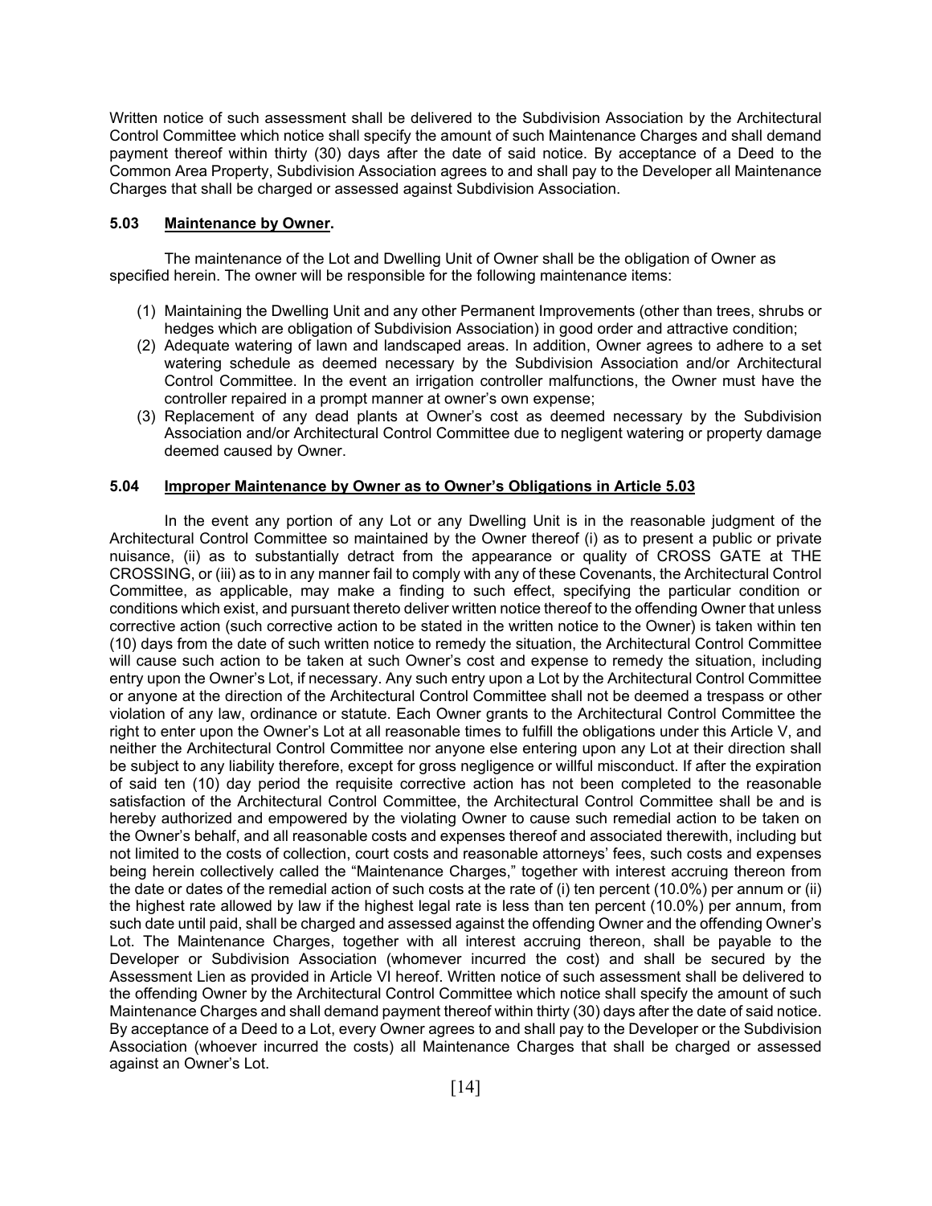Written notice of such assessment shall be delivered to the Subdivision Association by the Architectural Control Committee which notice shall specify the amount of such Maintenance Charges and shall demand payment thereof within thirty (30) days after the date of said notice. By acceptance of a Deed to the Common Area Property, Subdivision Association agrees to and shall pay to the Developer all Maintenance Charges that shall be charged or assessed against Subdivision Association.

### 5.03 Maintenance by Owner.

The maintenance of the Lot and Dwelling Unit of Owner shall be the obligation of Owner as specified herein. The owner will be responsible for the following maintenance items:

(1) Maintaining the Dwelling Unit and any other Permanent Improvements (other than trees, shrubs or hedges which are obligation of Subdivision Association) in good order and attractive condition;
(2) Adequate watering of lawn and landscaped areas. In addition, Owner agrees to adhere to a set watering schedule as deemed necessary by the Subdivision Association and/or Architectural Control Committee. In the event an irrigation controller malfunctions, the Owner must have the controller repaired in a prompt manner at owner's own expense;
(3) Replacement of any dead plants at Owner's cost as deemed necessary by the Subdivision Association and/or Architectural Control Committee due to negligent watering or property damage deemed caused by Owner.

### 5.04 Improper Maintenance by Owner as to Owner's Obligations in Article 5.03

In the event any portion of any Lot or any Dwelling Unit is in the reasonable judgment of the Architectural Control Committee so maintained by the Owner thereof (i) as to present a public or private nuisance, (ii) as to substantially detract from the appearance or quality of CROSS GATE at THE CROSSING, or (iii) as to in any manner fail to comply with any of these Covenants, the Architectural Control Committee, as applicable, may make a finding to such effect, specifying the particular condition or conditions which exist, and pursuant thereto deliver written notice thereof to the offending Owner that unless corrective action (such corrective action to be stated in the written notice to the Owner) is taken within ten (10) days from the date of such written notice to remedy the situation, the Architectural Control Committee will cause such action to be taken at such Owner's cost and expense to remedy the situation, including entry upon the Owner's Lot, if necessary. Any such entry upon a Lot by the Architectural Control Committee or anyone at the direction of the Architectural Control Committee shall not be deemed a trespass or other violation of any law, ordinance or statute. Each Owner grants to the Architectural Control Committee the right to enter upon the Owner's Lot at all reasonable times to fulfill the obligations under this Article V, and neither the Architectural Control Committee nor anyone else entering upon any Lot at their direction shall be subject to any liability therefore, except for gross negligence or willful misconduct. If after the expiration of said ten (10) day period the requisite corrective action has not been completed to the reasonable satisfaction of the Architectural Control Committee, the Architectural Control Committee shall be and is hereby authorized and empowered by the violating Owner to cause such remedial action to be taken on the Owner's behalf, and all reasonable costs and expenses thereof and associated therewith, including but not limited to the costs of collection, court costs and reasonable attorneys' fees, such costs and expenses being herein collectively called the "Maintenance Charges," together with interest accruing thereon from the date or dates of the remedial action of such costs at the rate of (i) ten percent (10.0%) per annum or (ii) the highest rate allowed by law if the highest legal rate is less than ten percent (10.0%) per annum, from such date until paid, shall be charged and assessed against the offending Owner and the offending Owner's Lot. The Maintenance Charges, together with all interest accruing thereon, shall be payable to the Developer or Subdivision Association (whomever incurred the cost) and shall be secured by the Assessment Lien as provided in Article VI hereof. Written notice of such assessment shall be delivered to the offending Owner by the Architectural Control Committee which notice shall specify the amount of such Maintenance Charges and shall demand payment thereof within thirty (30) days after the date of said notice. By acceptance of a Deed to a Lot, every Owner agrees to and shall pay to the Developer or the Subdivision Association (whoever incurred the costs) all Maintenance Charges that shall be charged or assessed against an Owner's Lot.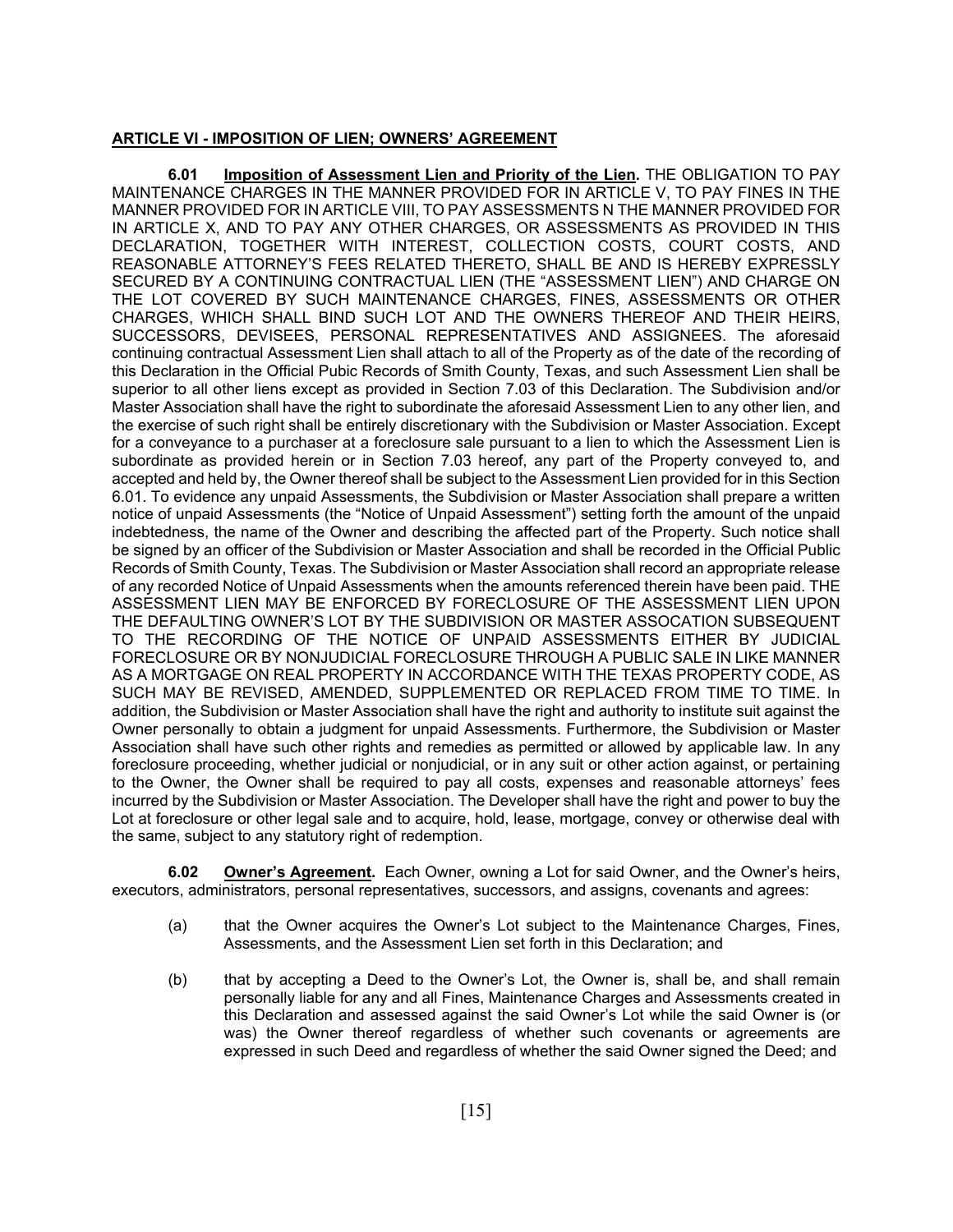## ARTICLE VI - IMPOSITION OF LIEN; OWNERS' AGREEMENT

**6.01 Imposition of Assessment Lien and Priority of the Lien.** THE OBLIGATION TO PAY MAINTENANCE CHARGES IN THE MANNER PROVIDED FOR IN ARTICLE V, TO PAY FINES IN THE MANNER PROVIDED FOR IN ARTICLE VIII, TO PAY ASSESSMENTS N THE MANNER PROVIDED FOR IN ARTICLE X, AND TO PAY ANY OTHER CHARGES, OR ASSESSMENTS AS PROVIDED IN THIS DECLARATION, TOGETHER WITH INTEREST, COLLECTION COSTS, COURT COSTS, AND REASONABLE ATTORNEY'S FEES RELATED THERETO, SHALL BE AND IS HEREBY EXPRESSLY SECURED BY A CONTINUING CONTRACTUAL LIEN (THE "ASSESSMENT LIEN") AND CHARGE ON THE LOT COVERED BY SUCH MAINTENANCE CHARGES, FINES, ASSESSMENTS OR OTHER CHARGES, WHICH SHALL BIND SUCH LOT AND THE OWNERS THEREOF AND THEIR HEIRS, SUCCESSORS, DEVISEES, PERSONAL REPRESENTATIVES AND ASSIGNEES. The aforesaid continuing contractual Assessment Lien shall attach to all of the Property as of the date of the recording of this Declaration in the Official Pubic Records of Smith County, Texas, and such Assessment Lien shall be superior to all other liens except as provided in Section 7.03 of this Declaration. The Subdivision and/or Master Association shall have the right to subordinate the aforesaid Assessment Lien to any other lien, and the exercise of such right shall be entirely discretionary with the Subdivision or Master Association. Except for a conveyance to a purchaser at a foreclosure sale pursuant to a lien to which the Assessment Lien is subordinate as provided herein or in Section 7.03 hereof, any part of the Property conveyed to, and accepted and held by, the Owner thereof shall be subject to the Assessment Lien provided for in this Section 6.01. To evidence any unpaid Assessments, the Subdivision or Master Association shall prepare a written notice of unpaid Assessments (the "Notice of Unpaid Assessment") setting forth the amount of the unpaid indebtedness, the name of the Owner and describing the affected part of the Property. Such notice shall be signed by an officer of the Subdivision or Master Association and shall be recorded in the Official Public Records of Smith County, Texas. The Subdivision or Master Association shall record an appropriate release of any recorded Notice of Unpaid Assessments when the amounts referenced therein have been paid. THE ASSESSMENT LIEN MAY BE ENFORCED BY FORECLOSURE OF THE ASSESSMENT LIEN UPON THE DEFAULTING OWNER'S LOT BY THE SUBDIVISION OR MASTER ASSOCATION SUBSEQUENT TO THE RECORDING OF THE NOTICE OF UNPAID ASSESSMENTS EITHER BY JUDICIAL FORECLOSURE OR BY NONJUDICIAL FORECLOSURE THROUGH A PUBLIC SALE IN LIKE MANNER AS A MORTGAGE ON REAL PROPERTY IN ACCORDANCE WITH THE TEXAS PROPERTY CODE, AS SUCH MAY BE REVISED, AMENDED, SUPPLEMENTED OR REPLACED FROM TIME TO TIME. In addition, the Subdivision or Master Association shall have the right and authority to institute suit against the Owner personally to obtain a judgment for unpaid Assessments. Furthermore, the Subdivision or Master Association shall have such other rights and remedies as permitted or allowed by applicable law. In any foreclosure proceeding, whether judicial or nonjudicial, or in any suit or other action against, or pertaining to the Owner, the Owner shall be required to pay all costs, expenses and reasonable attorneys' fees incurred by the Subdivision or Master Association. The Developer shall have the right and power to buy the Lot at foreclosure or other legal sale and to acquire, hold, lease, mortgage, convey or otherwise deal with the same, subject to any statutory right of redemption.

**6.02 Owner's Agreement.** Each Owner, owning a Lot for said Owner, and the Owner's heirs, executors, administrators, personal representatives, successors, and assigns, covenants and agrees:

(a) that the Owner acquires the Owner's Lot subject to the Maintenance Charges, Fines, Assessments, and the Assessment Lien set forth in this Declaration; and

(b) that by accepting a Deed to the Owner's Lot, the Owner is, shall be, and shall remain personally liable for any and all Fines, Maintenance Charges and Assessments created in this Declaration and assessed against the said Owner's Lot while the said Owner is (or was) the Owner thereof regardless of whether such covenants or agreements are expressed in such Deed and regardless of whether the said Owner signed the Deed; and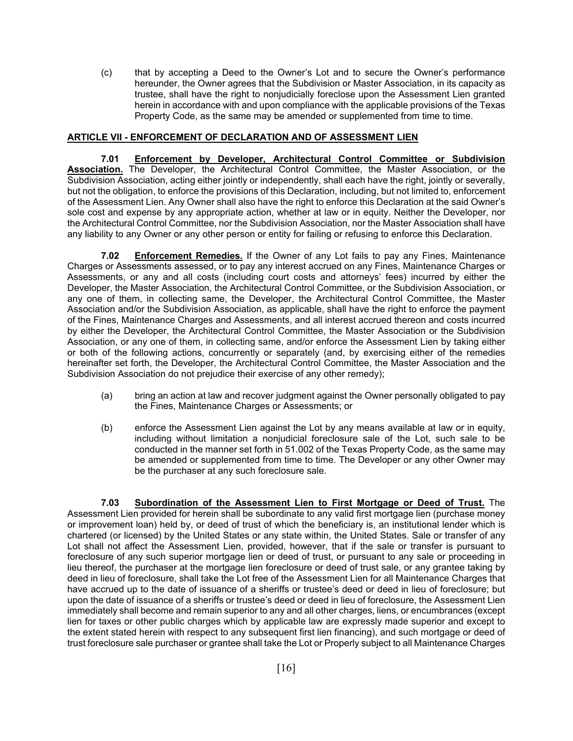(c) that by accepting a Deed to the Owner's Lot and to secure the Owner's performance hereunder, the Owner agrees that the Subdivision or Master Association, in its capacity as trustee, shall have the right to nonjudicially foreclose upon the Assessment Lien granted herein in accordance with and upon compliance with the applicable provisions of the Texas Property Code, as the same may be amended or supplemented from time to time.

## ARTICLE VII - ENFORCEMENT OF DECLARATION AND OF ASSESSMENT LIEN

**7.01 Enforcement by Developer, Architectural Control Committee or Subdivision Association.** The Developer, the Architectural Control Committee, the Master Association, or the Subdivision Association, acting either jointly or independently, shall each have the right, jointly or severally, but not the obligation, to enforce the provisions of this Declaration, including, but not limited to, enforcement of the Assessment Lien. Any Owner shall also have the right to enforce this Declaration at the said Owner's sole cost and expense by any appropriate action, whether at law or in equity. Neither the Developer, nor the Architectural Control Committee, nor the Subdivision Association, nor the Master Association shall have any liability to any Owner or any other person or entity for failing or refusing to enforce this Declaration.

**7.02 Enforcement Remedies.** If the Owner of any Lot fails to pay any Fines, Maintenance Charges or Assessments assessed, or to pay any interest accrued on any Fines, Maintenance Charges or Assessments, or any and all costs (including court costs and attorneys' fees) incurred by either the Developer, the Master Association, the Architectural Control Committee, or the Subdivision Association, or any one of them, in collecting same, the Developer, the Architectural Control Committee, the Master Association and/or the Subdivision Association, as applicable, shall have the right to enforce the payment of the Fines, Maintenance Charges and Assessments, and all interest accrued thereon and costs incurred by either the Developer, the Architectural Control Committee, the Master Association or the Subdivision Association, or any one of them, in collecting same, and/or enforce the Assessment Lien by taking either or both of the following actions, concurrently or separately (and, by exercising either of the remedies hereinafter set forth, the Developer, the Architectural Control Committee, the Master Association and the Subdivision Association do not prejudice their exercise of any other remedy);

(a) bring an action at law and recover judgment against the Owner personally obligated to pay the Fines, Maintenance Charges or Assessments; or

(b) enforce the Assessment Lien against the Lot by any means available at law or in equity, including without limitation a nonjudicial foreclosure sale of the Lot, such sale to be conducted in the manner set forth in 51.002 of the Texas Property Code, as the same may be amended or supplemented from time to time. The Developer or any other Owner may be the purchaser at any such foreclosure sale.

**7.03 Subordination of the Assessment Lien to First Mortgage or Deed of Trust.** The Assessment Lien provided for herein shall be subordinate to any valid first mortgage lien (purchase money or improvement loan) held by, or deed of trust of which the beneficiary is, an institutional lender which is chartered (or licensed) by the United States or any state within, the United States. Sale or transfer of any Lot shall not affect the Assessment Lien, provided, however, that if the sale or transfer is pursuant to foreclosure of any such superior mortgage lien or deed of trust, or pursuant to any sale or proceeding in lieu thereof, the purchaser at the mortgage lien foreclosure or deed of trust sale, or any grantee taking by deed in lieu of foreclosure, shall take the Lot free of the Assessment Lien for all Maintenance Charges that have accrued up to the date of issuance of a sheriffs or trustee's deed or deed in lieu of foreclosure; but upon the date of issuance of a sheriffs or trustee's deed or deed in lieu of foreclosure, the Assessment Lien immediately shall become and remain superior to any and all other charges, liens, or encumbrances (except lien for taxes or other public charges which by applicable law are expressly made superior and except to the extent stated herein with respect to any subsequent first lien financing), and such mortgage or deed of trust foreclosure sale purchaser or grantee shall take the Lot or Properly subject to all Maintenance Charges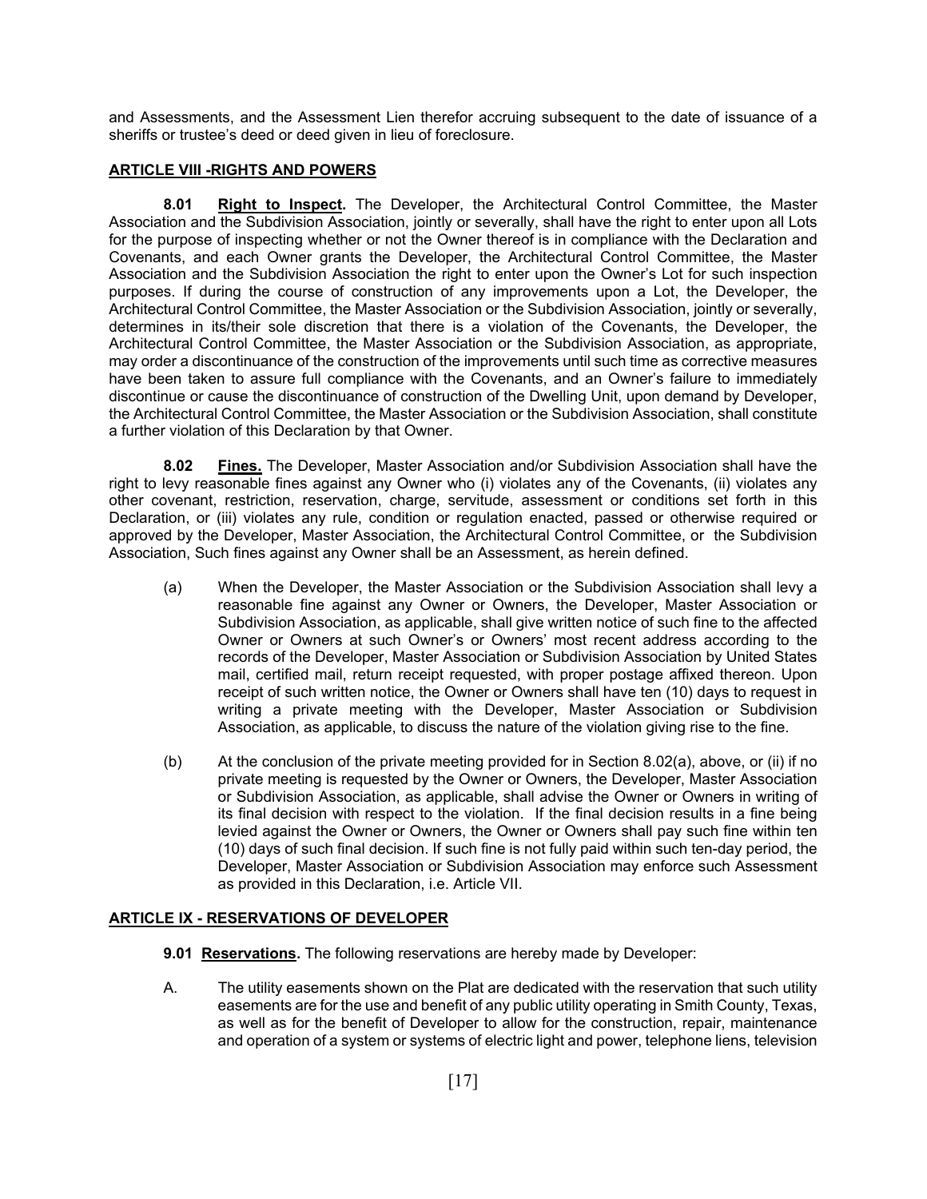and Assessments, and the Assessment Lien therefor accruing subsequent to the date of issuance of a sheriffs or trustee's deed or deed given in lieu of foreclosure.

## ARTICLE VIII -RIGHTS AND POWERS

**8.01 Right to Inspect.** The Developer, the Architectural Control Committee, the Master Association and the Subdivision Association, jointly or severally, shall have the right to enter upon all Lots for the purpose of inspecting whether or not the Owner thereof is in compliance with the Declaration and Covenants, and each Owner grants the Developer, the Architectural Control Committee, the Master Association and the Subdivision Association the right to enter upon the Owner's Lot for such inspection purposes. If during the course of construction of any improvements upon a Lot, the Developer, the Architectural Control Committee, the Master Association or the Subdivision Association, jointly or severally, determines in its/their sole discretion that there is a violation of the Covenants, the Developer, the Architectural Control Committee, the Master Association or the Subdivision Association, as appropriate, may order a discontinuance of the construction of the improvements until such time as corrective measures have been taken to assure full compliance with the Covenants, and an Owner's failure to immediately discontinue or cause the discontinuance of construction of the Dwelling Unit, upon demand by Developer, the Architectural Control Committee, the Master Association or the Subdivision Association, shall constitute a further violation of this Declaration by that Owner.

**8.02 Fines.** The Developer, Master Association and/or Subdivision Association shall have the right to levy reasonable fines against any Owner who (i) violates any of the Covenants, (ii) violates any other covenant, restriction, reservation, charge, servitude, assessment or conditions set forth in this Declaration, or (iii) violates any rule, condition or regulation enacted, passed or otherwise required or approved by the Developer, Master Association, the Architectural Control Committee, or the Subdivision Association, Such fines against any Owner shall be an Assessment, as herein defined.

(a) When the Developer, the Master Association or the Subdivision Association shall levy a reasonable fine against any Owner or Owners, the Developer, Master Association or Subdivision Association, as applicable, shall give written notice of such fine to the affected Owner or Owners at such Owner's or Owners' most recent address according to the records of the Developer, Master Association or Subdivision Association by United States mail, certified mail, return receipt requested, with proper postage affixed thereon. Upon receipt of such written notice, the Owner or Owners shall have ten (10) days to request in writing a private meeting with the Developer, Master Association or Subdivision Association, as applicable, to discuss the nature of the violation giving rise to the fine.

(b) At the conclusion of the private meeting provided for in Section 8.02(a), above, or (ii) if no private meeting is requested by the Owner or Owners, the Developer, Master Association or Subdivision Association, as applicable, shall advise the Owner or Owners in writing of its final decision with respect to the violation. If the final decision results in a fine being levied against the Owner or Owners, the Owner or Owners shall pay such fine within ten (10) days of such final decision. If such fine is not fully paid within such ten-day period, the Developer, Master Association or Subdivision Association may enforce such Assessment as provided in this Declaration, i.e. Article VII.

## ARTICLE IX - RESERVATIONS OF DEVELOPER

**9.01 Reservations.** The following reservations are hereby made by Developer:

A. The utility easements shown on the Plat are dedicated with the reservation that such utility easements are for the use and benefit of any public utility operating in Smith County, Texas, as well as for the benefit of Developer to allow for the construction, repair, maintenance and operation of a system or systems of electric light and power, telephone liens, television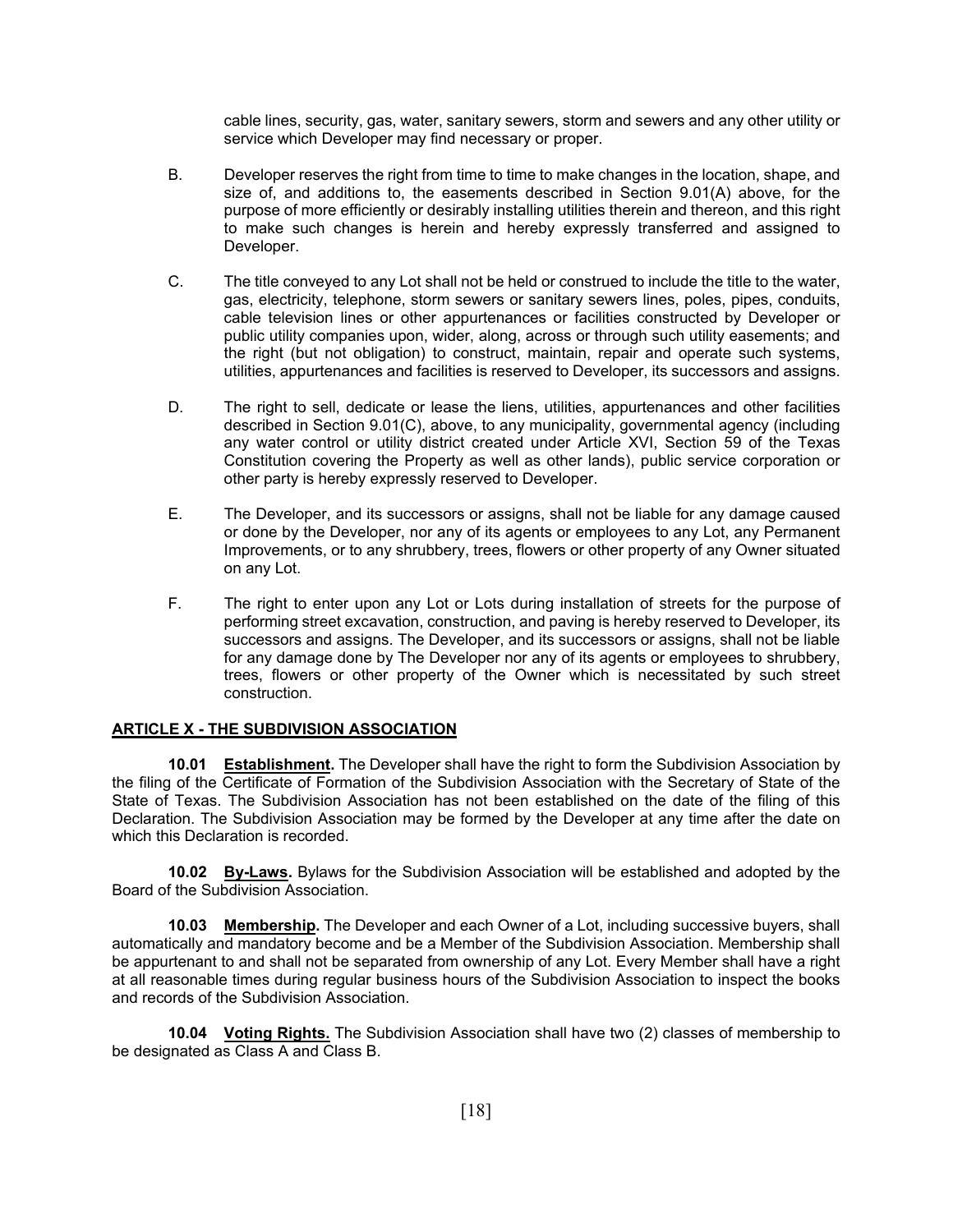cable lines, security, gas, water, sanitary sewers, storm and sewers and any other utility or service which Developer may find necessary or proper.

B. Developer reserves the right from time to time to make changes in the location, shape, and size of, and additions to, the easements described in Section 9.01(A) above, for the purpose of more efficiently or desirably installing utilities therein and thereon, and this right to make such changes is herein and hereby expressly transferred and assigned to Developer.

C. The title conveyed to any Lot shall not be held or construed to include the title to the water, gas, electricity, telephone, storm sewers or sanitary sewers lines, poles, pipes, conduits, cable television lines or other appurtenances or facilities constructed by Developer or public utility companies upon, wider, along, across or through such utility easements; and the right (but not obligation) to construct, maintain, repair and operate such systems, utilities, appurtenances and facilities is reserved to Developer, its successors and assigns.

D. The right to sell, dedicate or lease the liens, utilities, appurtenances and other facilities described in Section 9.01(C), above, to any municipality, governmental agency (including any water control or utility district created under Article XVI, Section 59 of the Texas Constitution covering the Property as well as other lands), public service corporation or other party is hereby expressly reserved to Developer.

E. The Developer, and its successors or assigns, shall not be liable for any damage caused or done by the Developer, nor any of its agents or employees to any Lot, any Permanent Improvements, or to any shrubbery, trees, flowers or other property of any Owner situated on any Lot.

F. The right to enter upon any Lot or Lots during installation of streets for the purpose of performing street excavation, construction, and paving is hereby reserved to Developer, its successors and assigns. The Developer, and its successors or assigns, shall not be liable for any damage done by The Developer nor any of its agents or employees to shrubbery, trees, flowers or other property of the Owner which is necessitated by such street construction.

## ARTICLE X - THE SUBDIVISION ASSOCIATION

**10.01 Establishment.** The Developer shall have the right to form the Subdivision Association by the filing of the Certificate of Formation of the Subdivision Association with the Secretary of State of the State of Texas. The Subdivision Association has not been established on the date of the filing of this Declaration. The Subdivision Association may be formed by the Developer at any time after the date on which this Declaration is recorded.

**10.02 By-Laws.** Bylaws for the Subdivision Association will be established and adopted by the Board of the Subdivision Association.

**10.03 Membership.** The Developer and each Owner of a Lot, including successive buyers, shall automatically and mandatory become and be a Member of the Subdivision Association. Membership shall be appurtenant to and shall not be separated from ownership of any Lot. Every Member shall have a right at all reasonable times during regular business hours of the Subdivision Association to inspect the books and records of the Subdivision Association.

**10.04 Voting Rights.** The Subdivision Association shall have two (2) classes of membership to be designated as Class A and Class B.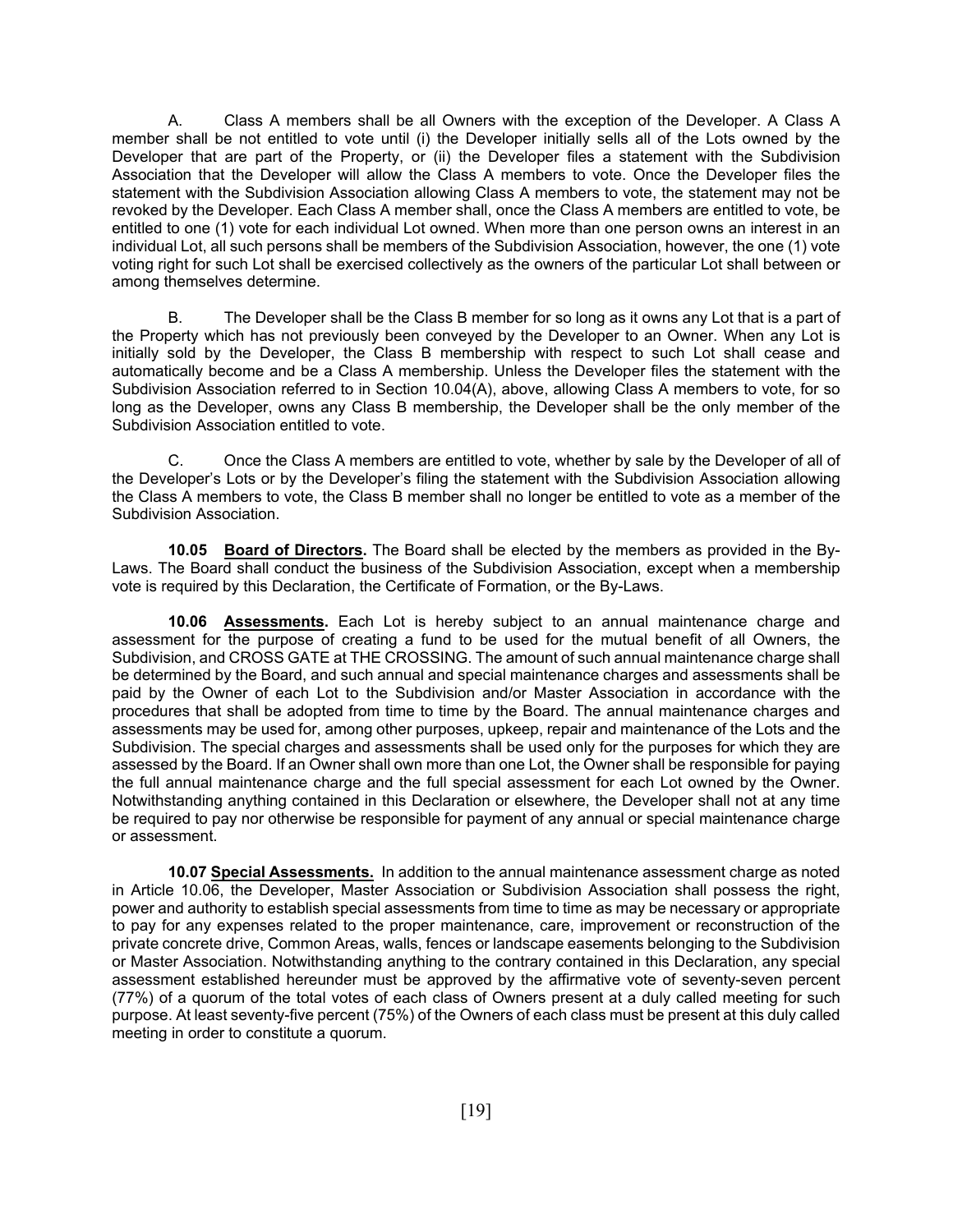A. Class A members shall be all Owners with the exception of the Developer. A Class A member shall be not entitled to vote until (i) the Developer initially sells all of the Lots owned by the Developer that are part of the Property, or (ii) the Developer files a statement with the Subdivision Association that the Developer will allow the Class A members to vote. Once the Developer files the statement with the Subdivision Association allowing Class A members to vote, the statement may not be revoked by the Developer. Each Class A member shall, once the Class A members are entitled to vote, be entitled to one (1) vote for each individual Lot owned. When more than one person owns an interest in an individual Lot, all such persons shall be members of the Subdivision Association, however, the one (1) vote voting right for such Lot shall be exercised collectively as the owners of the particular Lot shall between or among themselves determine.

B. The Developer shall be the Class B member for so long as it owns any Lot that is a part of the Property which has not previously been conveyed by the Developer to an Owner. When any Lot is initially sold by the Developer, the Class B membership with respect to such Lot shall cease and automatically become and be a Class A membership. Unless the Developer files the statement with the Subdivision Association referred to in Section 10.04(A), above, allowing Class A members to vote, for so long as the Developer, owns any Class B membership, the Developer shall be the only member of the Subdivision Association entitled to vote.

C. Once the Class A members are entitled to vote, whether by sale by the Developer of all of the Developer's Lots or by the Developer's filing the statement with the Subdivision Association allowing the Class A members to vote, the Class B member shall no longer be entitled to vote as a member of the Subdivision Association.

**10.05 <u>Board of Directors</u>.** The Board shall be elected by the members as provided in the By-Laws. The Board shall conduct the business of the Subdivision Association, except when a membership vote is required by this Declaration, the Certificate of Formation, or the By-Laws.

**10.06 <u>Assessments</u>.** Each Lot is hereby subject to an annual maintenance charge and assessment for the purpose of creating a fund to be used for the mutual benefit of all Owners, the Subdivision, and CROSS GATE at THE CROSSING. The amount of such annual maintenance charge shall be determined by the Board, and such annual and special maintenance charges and assessments shall be paid by the Owner of each Lot to the Subdivision and/or Master Association in accordance with the procedures that shall be adopted from time to time by the Board. The annual maintenance charges and assessments may be used for, among other purposes, upkeep, repair and maintenance of the Lots and the Subdivision. The special charges and assessments shall be used only for the purposes for which they are assessed by the Board. If an Owner shall own more than one Lot, the Owner shall be responsible for paying the full annual maintenance charge and the full special assessment for each Lot owned by the Owner. Notwithstanding anything contained in this Declaration or elsewhere, the Developer shall not at any time be required to pay nor otherwise be responsible for payment of any annual or special maintenance charge or assessment.

**10.07 <u>Special Assessments</u>.** In addition to the annual maintenance assessment charge as noted in Article 10.06, the Developer, Master Association or Subdivision Association shall possess the right, power and authority to establish special assessments from time to time as may be necessary or appropriate to pay for any expenses related to the proper maintenance, care, improvement or reconstruction of the private concrete drive, Common Areas, walls, fences or landscape easements belonging to the Subdivision or Master Association. Notwithstanding anything to the contrary contained in this Declaration, any special assessment established hereunder must be approved by the affirmative vote of seventy-seven percent (77%) of a quorum of the total votes of each class of Owners present at a duly called meeting for such purpose. At least seventy-five percent (75%) of the Owners of each class must be present at this duly called meeting in order to constitute a quorum.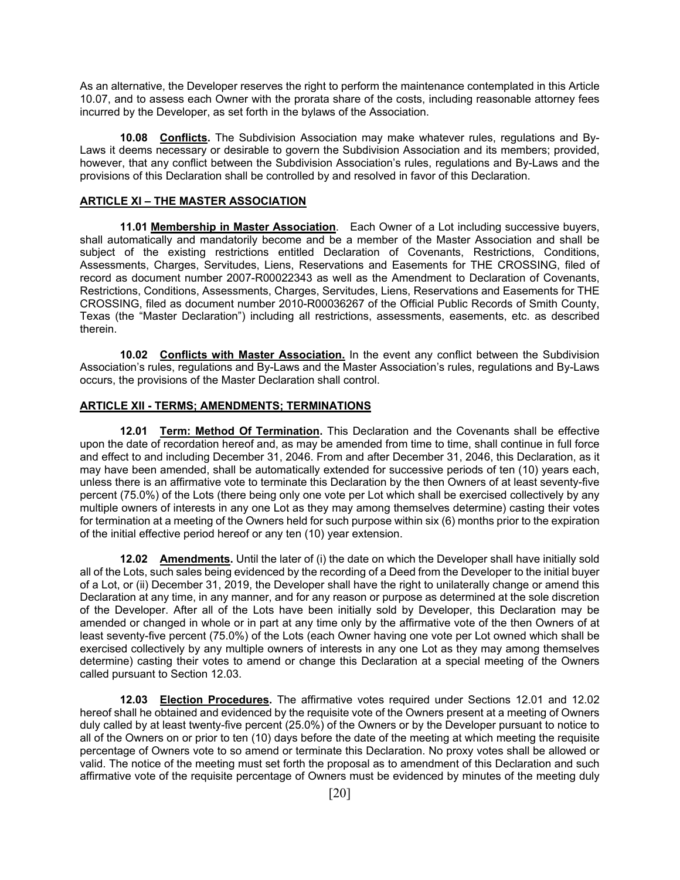As an alternative, the Developer reserves the right to perform the maintenance contemplated in this Article 10.07, and to assess each Owner with the prorata share of the costs, including reasonable attorney fees incurred by the Developer, as set forth in the bylaws of the Association.

**10.08 Conflicts.** The Subdivision Association may make whatever rules, regulations and By-Laws it deems necessary or desirable to govern the Subdivision Association and its members; provided, however, that any conflict between the Subdivision Association's rules, regulations and By-Laws and the provisions of this Declaration shall be controlled by and resolved in favor of this Declaration.

## ARTICLE XI – THE MASTER ASSOCIATION

**11.01 Membership in Master Association**. Each Owner of a Lot including successive buyers, shall automatically and mandatorily become and be a member of the Master Association and shall be subject of the existing restrictions entitled Declaration of Covenants, Restrictions, Conditions, Assessments, Charges, Servitudes, Liens, Reservations and Easements for THE CROSSING, filed of record as document number 2007-R00022343 as well as the Amendment to Declaration of Covenants, Restrictions, Conditions, Assessments, Charges, Servitudes, Liens, Reservations and Easements for THE CROSSING, filed as document number 2010-R00036267 of the Official Public Records of Smith County, Texas (the "Master Declaration") including all restrictions, assessments, easements, etc. as described therein.

**10.02 Conflicts with Master Association.** In the event any conflict between the Subdivision Association's rules, regulations and By-Laws and the Master Association's rules, regulations and By-Laws occurs, the provisions of the Master Declaration shall control.

## ARTICLE XII - TERMS; AMENDMENTS; TERMINATIONS

**12.01 Term: Method Of Termination.** This Declaration and the Covenants shall be effective upon the date of recordation hereof and, as may be amended from time to time, shall continue in full force and effect to and including December 31, 2046. From and after December 31, 2046, this Declaration, as it may have been amended, shall be automatically extended for successive periods of ten (10) years each, unless there is an affirmative vote to terminate this Declaration by the then Owners of at least seventy-five percent (75.0%) of the Lots (there being only one vote per Lot which shall be exercised collectively by any multiple owners of interests in any one Lot as they may among themselves determine) casting their votes for termination at a meeting of the Owners held for such purpose within six (6) months prior to the expiration of the initial effective period hereof or any ten (10) year extension.

**12.02 Amendments.** Until the later of (i) the date on which the Developer shall have initially sold all of the Lots, such sales being evidenced by the recording of a Deed from the Developer to the initial buyer of a Lot, or (ii) December 31, 2019, the Developer shall have the right to unilaterally change or amend this Declaration at any time, in any manner, and for any reason or purpose as determined at the sole discretion of the Developer. After all of the Lots have been initially sold by Developer, this Declaration may be amended or changed in whole or in part at any time only by the affirmative vote of the then Owners of at least seventy-five percent (75.0%) of the Lots (each Owner having one vote per Lot owned which shall be exercised collectively by any multiple owners of interests in any one Lot as they may among themselves determine) casting their votes to amend or change this Declaration at a special meeting of the Owners called pursuant to Section 12.03.

**12.03 Election Procedures.** The affirmative votes required under Sections 12.01 and 12.02 hereof shall he obtained and evidenced by the requisite vote of the Owners present at a meeting of Owners duly called by at least twenty-five percent (25.0%) of the Owners or by the Developer pursuant to notice to all of the Owners on or prior to ten (10) days before the date of the meeting at which meeting the requisite percentage of Owners vote to so amend or terminate this Declaration. No proxy votes shall be allowed or valid. The notice of the meeting must set forth the proposal as to amendment of this Declaration and such affirmative vote of the requisite percentage of Owners must be evidenced by minutes of the meeting duly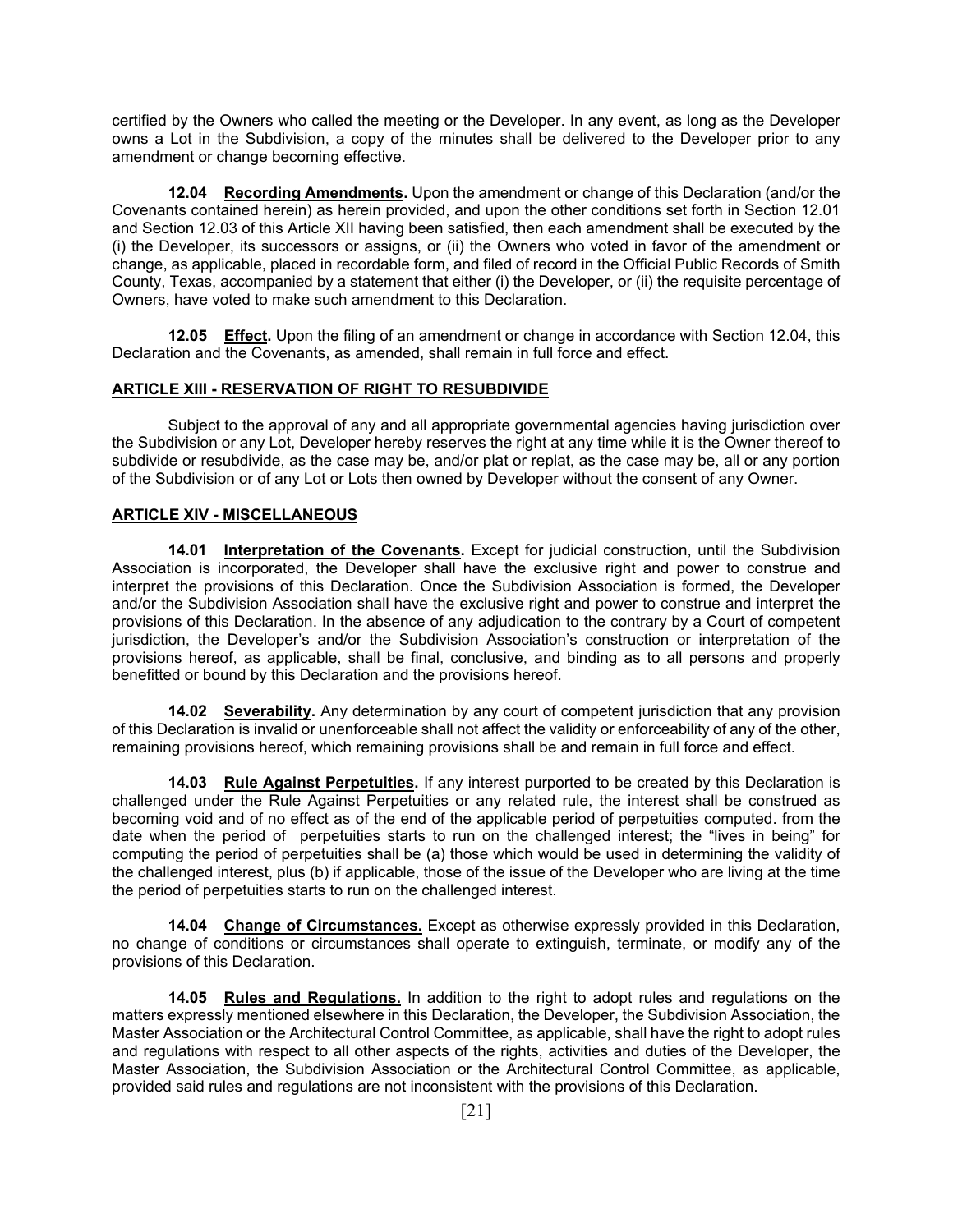certified by the Owners who called the meeting or the Developer. In any event, as long as the Developer owns a Lot in the Subdivision, a copy of the minutes shall be delivered to the Developer prior to any amendment or change becoming effective.

**12.04 Recording Amendments.** Upon the amendment or change of this Declaration (and/or the Covenants contained herein) as herein provided, and upon the other conditions set forth in Section 12.01 and Section 12.03 of this Article XII having been satisfied, then each amendment shall be executed by the (i) the Developer, its successors or assigns, or (ii) the Owners who voted in favor of the amendment or change, as applicable, placed in recordable form, and filed of record in the Official Public Records of Smith County, Texas, accompanied by a statement that either (i) the Developer, or (ii) the requisite percentage of Owners, have voted to make such amendment to this Declaration.

**12.05 Effect.** Upon the filing of an amendment or change in accordance with Section 12.04, this Declaration and the Covenants, as amended, shall remain in full force and effect.

## ARTICLE XIII - RESERVATION OF RIGHT TO RESUBDIVIDE

Subject to the approval of any and all appropriate governmental agencies having jurisdiction over the Subdivision or any Lot, Developer hereby reserves the right at any time while it is the Owner thereof to subdivide or resubdivide, as the case may be, and/or plat or replat, as the case may be, all or any portion of the Subdivision or of any Lot or Lots then owned by Developer without the consent of any Owner.

## ARTICLE XIV - MISCELLANEOUS

**14.01 Interpretation of the Covenants.** Except for judicial construction, until the Subdivision Association is incorporated, the Developer shall have the exclusive right and power to construe and interpret the provisions of this Declaration. Once the Subdivision Association is formed, the Developer and/or the Subdivision Association shall have the exclusive right and power to construe and interpret the provisions of this Declaration. In the absence of any adjudication to the contrary by a Court of competent jurisdiction, the Developer's and/or the Subdivision Association's construction or interpretation of the provisions hereof, as applicable, shall be final, conclusive, and binding as to all persons and properly benefitted or bound by this Declaration and the provisions hereof.

**14.02 Severability.** Any determination by any court of competent jurisdiction that any provision of this Declaration is invalid or unenforceable shall not affect the validity or enforceability of any of the other, remaining provisions hereof, which remaining provisions shall be and remain in full force and effect.

**14.03 Rule Against Perpetuities.** If any interest purported to be created by this Declaration is challenged under the Rule Against Perpetuities or any related rule, the interest shall be construed as becoming void and of no effect as of the end of the applicable period of perpetuities computed. from the date when the period of perpetuities starts to run on the challenged interest; the "lives in being" for computing the period of perpetuities shall be (a) those which would be used in determining the validity of the challenged interest, plus (b) if applicable, those of the issue of the Developer who are living at the time the period of perpetuities starts to run on the challenged interest.

**14.04 Change of Circumstances.** Except as otherwise expressly provided in this Declaration, no change of conditions or circumstances shall operate to extinguish, terminate, or modify any of the provisions of this Declaration.

**14.05 Rules and Regulations.** In addition to the right to adopt rules and regulations on the matters expressly mentioned elsewhere in this Declaration, the Developer, the Subdivision Association, the Master Association or the Architectural Control Committee, as applicable, shall have the right to adopt rules and regulations with respect to all other aspects of the rights, activities and duties of the Developer, the Master Association, the Subdivision Association or the Architectural Control Committee, as applicable, provided said rules and regulations are not inconsistent with the provisions of this Declaration.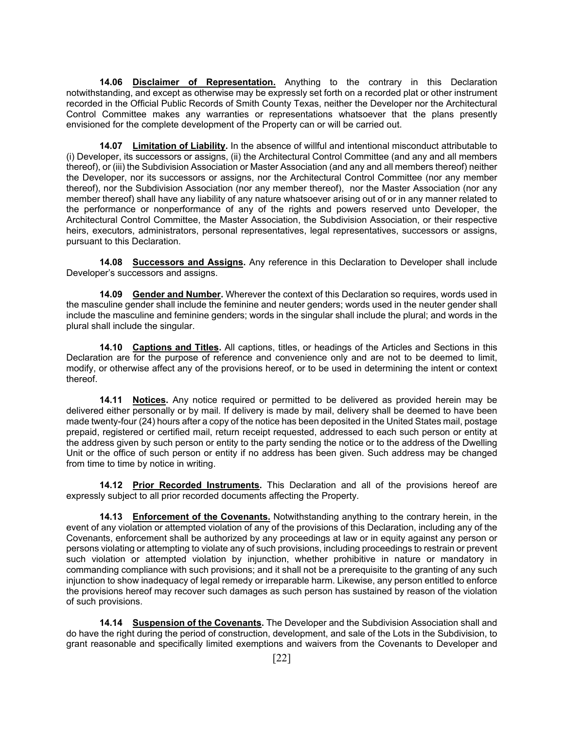**14.06 Disclaimer of Representation.** Anything to the contrary in this Declaration notwithstanding, and except as otherwise may be expressly set forth on a recorded plat or other instrument recorded in the Official Public Records of Smith County Texas, neither the Developer nor the Architectural Control Committee makes any warranties or representations whatsoever that the plans presently envisioned for the complete development of the Property can or will be carried out.

**14.07 Limitation of Liability.** In the absence of willful and intentional misconduct attributable to (i) Developer, its successors or assigns, (ii) the Architectural Control Committee (and any and all members thereof), or (iii) the Subdivision Association or Master Association (and any and all members thereof) neither the Developer, nor its successors or assigns, nor the Architectural Control Committee (nor any member thereof), nor the Subdivision Association (nor any member thereof), nor the Master Association (nor any member thereof) shall have any liability of any nature whatsoever arising out of or in any manner related to the performance or nonperformance of any of the rights and powers reserved unto Developer, the Architectural Control Committee, the Master Association, the Subdivision Association, or their respective heirs, executors, administrators, personal representatives, legal representatives, successors or assigns, pursuant to this Declaration.

**14.08 Successors and Assigns.** Any reference in this Declaration to Developer shall include Developer's successors and assigns.

**14.09 Gender and Number.** Wherever the context of this Declaration so requires, words used in the masculine gender shall include the feminine and neuter genders; words used in the neuter gender shall include the masculine and feminine genders; words in the singular shall include the plural; and words in the plural shall include the singular.

**14.10 Captions and Titles.** All captions, titles, or headings of the Articles and Sections in this Declaration are for the purpose of reference and convenience only and are not to be deemed to limit, modify, or otherwise affect any of the provisions hereof, or to be used in determining the intent or context thereof.

**14.11 Notices.** Any notice required or permitted to be delivered as provided herein may be delivered either personally or by mail. If delivery is made by mail, delivery shall be deemed to have been made twenty-four (24) hours after a copy of the notice has been deposited in the United States mail, postage prepaid, registered or certified mail, return receipt requested, addressed to each such person or entity at the address given by such person or entity to the party sending the notice or to the address of the Dwelling Unit or the office of such person or entity if no address has been given. Such address may be changed from time to time by notice in writing.

**14.12 Prior Recorded Instruments.** This Declaration and all of the provisions hereof are expressly subject to all prior recorded documents affecting the Property.

**14.13 Enforcement of the Covenants.** Notwithstanding anything to the contrary herein, in the event of any violation or attempted violation of any of the provisions of this Declaration, including any of the Covenants, enforcement shall be authorized by any proceedings at law or in equity against any person or persons violating or attempting to violate any of such provisions, including proceedings to restrain or prevent such violation or attempted violation by injunction, whether prohibitive in nature or mandatory in commanding compliance with such provisions; and it shall not be a prerequisite to the granting of any such injunction to show inadequacy of legal remedy or irreparable harm. Likewise, any person entitled to enforce the provisions hereof may recover such damages as such person has sustained by reason of the violation of such provisions.

**14.14 Suspension of the Covenants.** The Developer and the Subdivision Association shall and do have the right during the period of construction, development, and sale of the Lots in the Subdivision, to grant reasonable and specifically limited exemptions and waivers from the Covenants to Developer and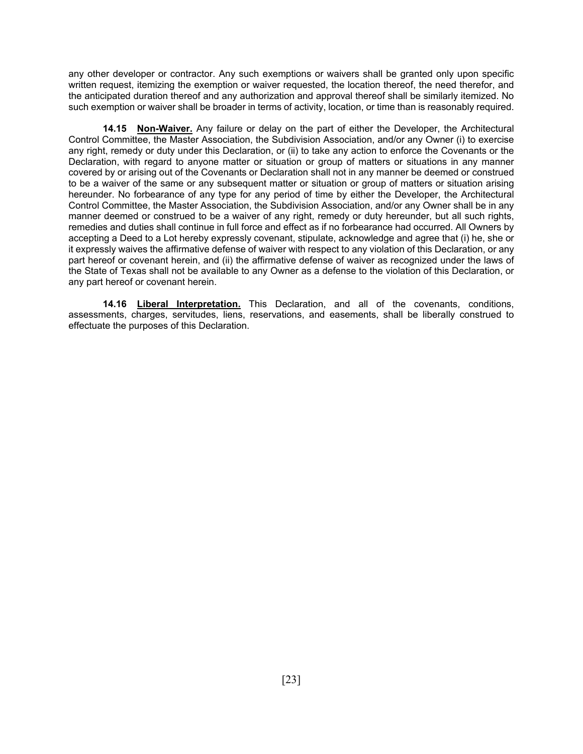any other developer or contractor. Any such exemptions or waivers shall be granted only upon specific written request, itemizing the exemption or waiver requested, the location thereof, the need therefor, and the anticipated duration thereof and any authorization and approval thereof shall be similarly itemized. No such exemption or waiver shall be broader in terms of activity, location, or time than is reasonably required.

**14.15 Non-Waiver.** Any failure or delay on the part of either the Developer, the Architectural Control Committee, the Master Association, the Subdivision Association, and/or any Owner (i) to exercise any right, remedy or duty under this Declaration, or (ii) to take any action to enforce the Covenants or the Declaration, with regard to anyone matter or situation or group of matters or situations in any manner covered by or arising out of the Covenants or Declaration shall not in any manner be deemed or construed to be a waiver of the same or any subsequent matter or situation or group of matters or situation arising hereunder. No forbearance of any type for any period of time by either the Developer, the Architectural Control Committee, the Master Association, the Subdivision Association, and/or any Owner shall be in any manner deemed or construed to be a waiver of any right, remedy or duty hereunder, but all such rights, remedies and duties shall continue in full force and effect as if no forbearance had occurred. All Owners by accepting a Deed to a Lot hereby expressly covenant, stipulate, acknowledge and agree that (i) he, she or it expressly waives the affirmative defense of waiver with respect to any violation of this Declaration, or any part hereof or covenant herein, and (ii) the affirmative defense of waiver as recognized under the laws of the State of Texas shall not be available to any Owner as a defense to the violation of this Declaration, or any part hereof or covenant herein.

**14.16 Liberal Interpretation.** This Declaration, and all of the covenants, conditions, assessments, charges, servitudes, liens, reservations, and easements, shall be liberally construed to effectuate the purposes of this Declaration.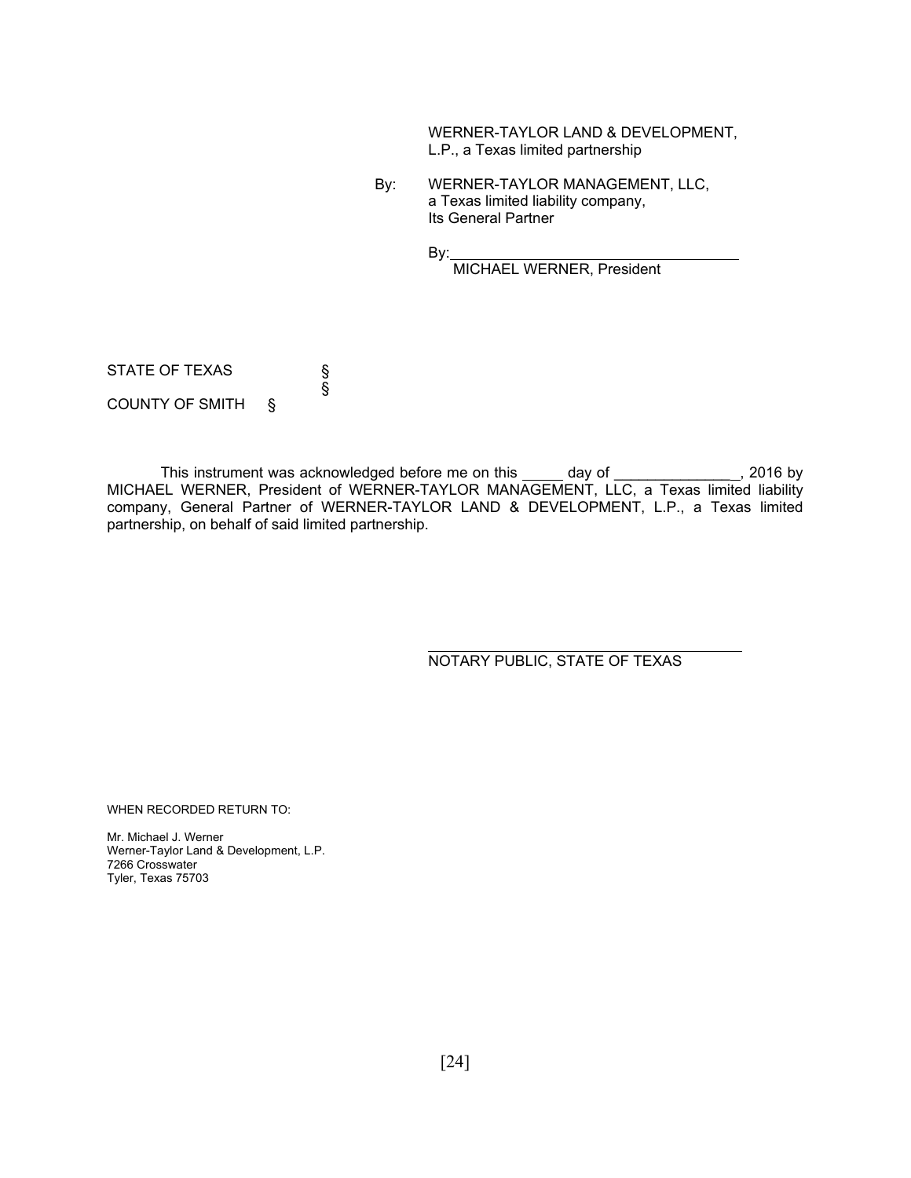WERNER-TAYLOR LAND & DEVELOPMENT, L.P., a Texas limited partnership

By: WERNER-TAYLOR MANAGEMENT, LLC, a Texas limited liability company, Its General Partner

By:\_\_\_\_\_\_\_\_\_\_\_\_\_\_\_\_\_\_\_\_\_\_\_\_\_\_\_\_\_\_\_\_\_\_\_\_
MICHAEL WERNER, President

STATE OF TEXAS §
§
COUNTY OF SMITH §

This instrument was acknowledged before me on this \_\_\_\_\_ day of \_\_\_\_\_\_\_\_\_\_\_\_\_\_\_, 2016 by MICHAEL WERNER, President of WERNER-TAYLOR MANAGEMENT, LLC, a Texas limited liability company, General Partner of WERNER-TAYLOR LAND & DEVELOPMENT, L.P., a Texas limited partnership, on behalf of said limited partnership.

\_\_\_\_\_\_\_\_\_\_\_\_\_\_\_\_\_\_\_\_\_\_\_\_\_\_\_\_\_\_\_\_\_\_\_\_
NOTARY PUBLIC, STATE OF TEXAS

WHEN RECORDED RETURN TO:

Mr. Michael J. Werner
Werner-Taylor Land & Development, L.P.
7266 Crosswater
Tyler, Texas 75703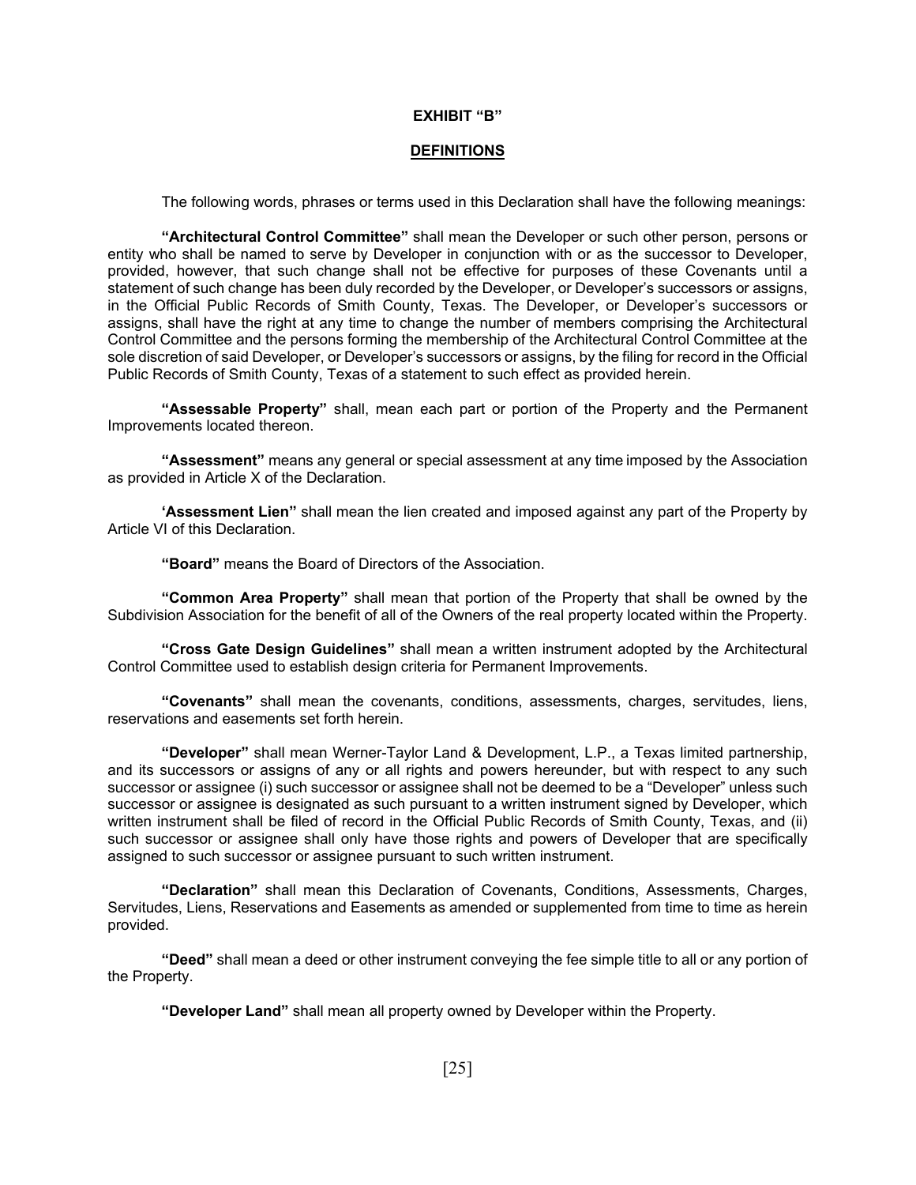**EXHIBIT "B"**

**DEFINITIONS**

The following words, phrases or terms used in this Declaration shall have the following meanings:

**"Architectural Control Committee"** shall mean the Developer or such other person, persons or entity who shall be named to serve by Developer in conjunction with or as the successor to Developer, provided, however, that such change shall not be effective for purposes of these Covenants until a statement of such change has been duly recorded by the Developer, or Developer's successors or assigns, in the Official Public Records of Smith County, Texas. The Developer, or Developer's successors or assigns, shall have the right at any time to change the number of members comprising the Architectural Control Committee and the persons forming the membership of the Architectural Control Committee at the sole discretion of said Developer, or Developer's successors or assigns, by the filing for record in the Official Public Records of Smith County, Texas of a statement to such effect as provided herein.

**"Assessable Property"** shall, mean each part or portion of the Property and the Permanent Improvements located thereon.

**"Assessment"** means any general or special assessment at any time imposed by the Association as provided in Article X of the Declaration.

**'Assessment Lien"** shall mean the lien created and imposed against any part of the Property by Article VI of this Declaration.

**"Board"** means the Board of Directors of the Association.

**"Common Area Property"** shall mean that portion of the Property that shall be owned by the Subdivision Association for the benefit of all of the Owners of the real property located within the Property.

**"Cross Gate Design Guidelines"** shall mean a written instrument adopted by the Architectural Control Committee used to establish design criteria for Permanent Improvements.

**"Covenants"** shall mean the covenants, conditions, assessments, charges, servitudes, liens, reservations and easements set forth herein.

**"Developer"** shall mean Werner-Taylor Land & Development, L.P., a Texas limited partnership, and its successors or assigns of any or all rights and powers hereunder, but with respect to any such successor or assignee (i) such successor or assignee shall not be deemed to be a "Developer" unless such successor or assignee is designated as such pursuant to a written instrument signed by Developer, which written instrument shall be filed of record in the Official Public Records of Smith County, Texas, and (ii) such successor or assignee shall only have those rights and powers of Developer that are specifically assigned to such successor or assignee pursuant to such written instrument.

**"Declaration"** shall mean this Declaration of Covenants, Conditions, Assessments, Charges, Servitudes, Liens, Reservations and Easements as amended or supplemented from time to time as herein provided.

**"Deed"** shall mean a deed or other instrument conveying the fee simple title to all or any portion of the Property.

**"Developer Land"** shall mean all property owned by Developer within the Property.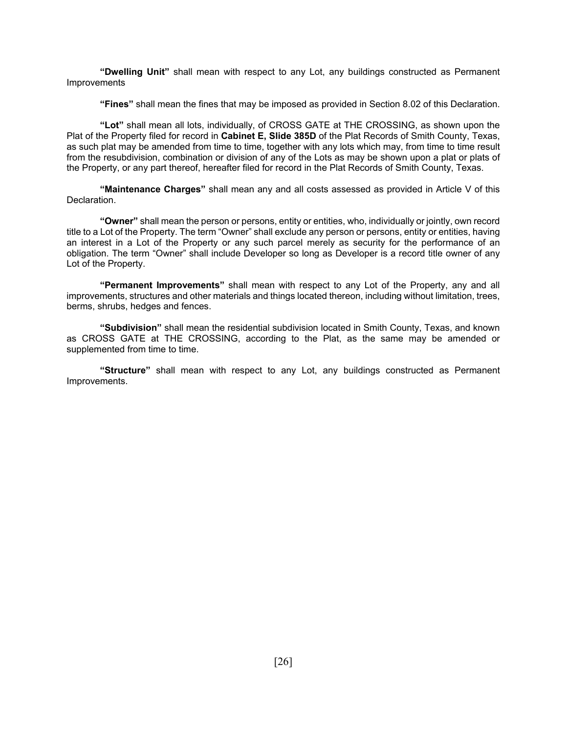**"Dwelling Unit"** shall mean with respect to any Lot, any buildings constructed as Permanent Improvements

**"Fines"** shall mean the fines that may be imposed as provided in Section 8.02 of this Declaration.

**"Lot"** shall mean all lots, individually, of CROSS GATE at THE CROSSING, as shown upon the Plat of the Property filed for record in **Cabinet E, Slide 385D** of the Plat Records of Smith County, Texas, as such plat may be amended from time to time, together with any lots which may, from time to time result from the resubdivision, combination or division of any of the Lots as may be shown upon a plat or plats of the Property, or any part thereof, hereafter filed for record in the Plat Records of Smith County, Texas.

**"Maintenance Charges"** shall mean any and all costs assessed as provided in Article V of this Declaration.

**"Owner"** shall mean the person or persons, entity or entities, who, individually or jointly, own record title to a Lot of the Property. The term "Owner" shall exclude any person or persons, entity or entities, having an interest in a Lot of the Property or any such parcel merely as security for the performance of an obligation. The term "Owner" shall include Developer so long as Developer is a record title owner of any Lot of the Property.

**"Permanent Improvements"** shall mean with respect to any Lot of the Property, any and all improvements, structures and other materials and things located thereon, including without limitation, trees, berms, shrubs, hedges and fences.

**"Subdivision"** shall mean the residential subdivision located in Smith County, Texas, and known as CROSS GATE at THE CROSSING, according to the Plat, as the same may be amended or supplemented from time to time.

**"Structure"** shall mean with respect to any Lot, any buildings constructed as Permanent Improvements.